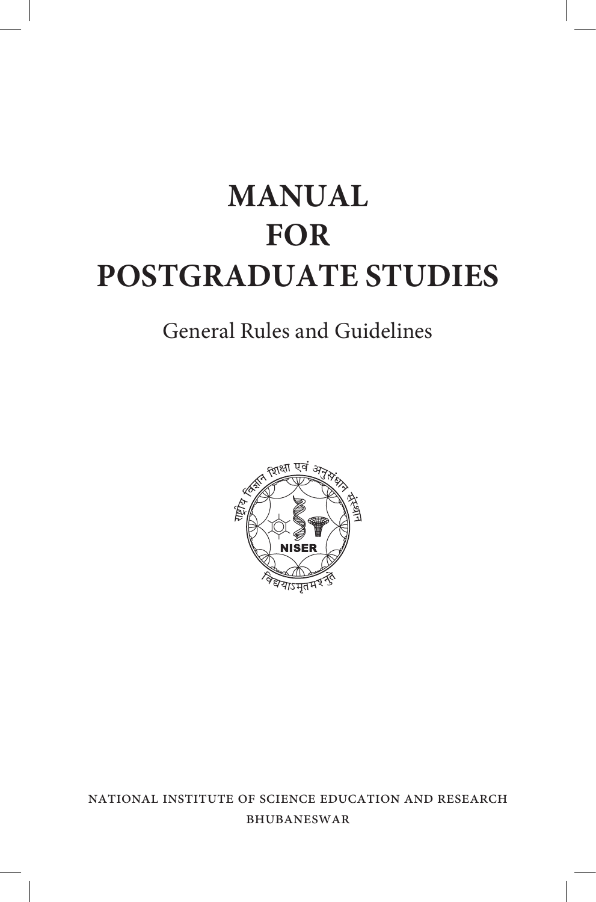# MANUAL
# FOR
# POSTGRADUATE STUDIES

General Rules and Guidelines

NATIONAL INSTITUTE OF SCIENCE EDUCATION AND RESEARCH

BHUBANESWAR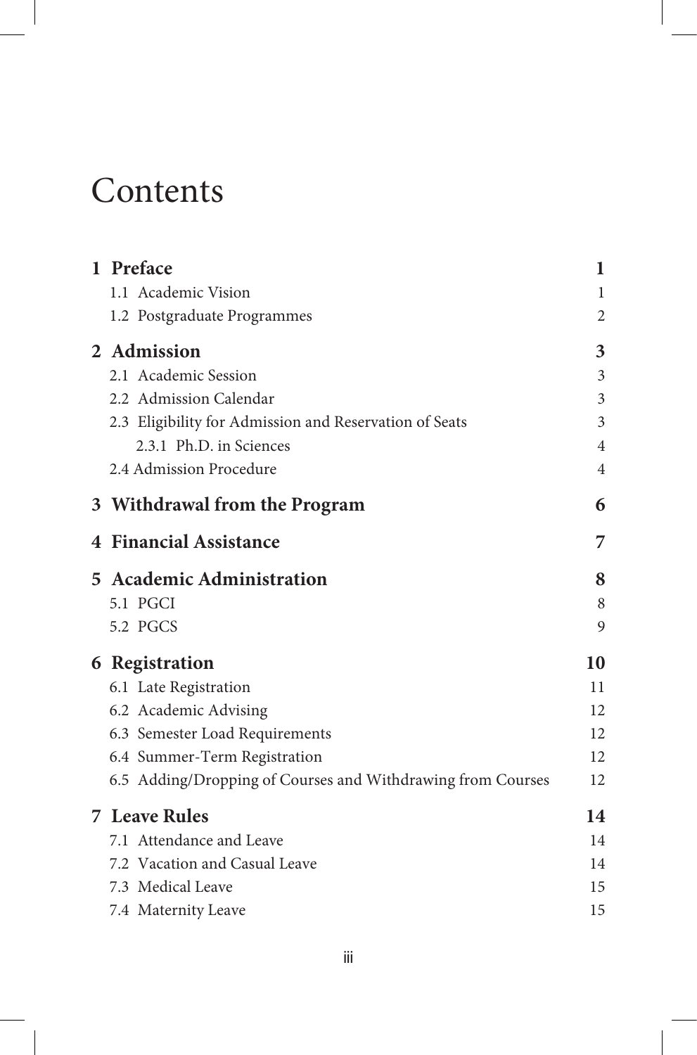# Contents

| | |
|---|---|
| **1 Preface** | **1** |
| 1.1 Academic Vision | 1 |
| 1.2 Postgraduate Programmes | 2 |
| **2 Admission** | **3** |
| 2.1 Academic Session | 3 |
| 2.2 Admission Calendar | 3 |
| 2.3 Eligibility for Admission and Reservation of Seats | 3 |
| 2.3.1 Ph.D. in Sciences | 4 |
| 2.4 Admission Procedure | 4 |
| **3 Withdrawal from the Program** | **6** |
| **4 Financial Assistance** | **7** |
| **5 Academic Administration** | **8** |
| 5.1 PGCI | 8 |
| 5.2 PGCS | 9 |
| **6 Registration** | **10** |
| 6.1 Late Registration | 11 |
| 6.2 Academic Advising | 12 |
| 6.3 Semester Load Requirements | 12 |
| 6.4 Summer-Term Registration | 12 |
| 6.5 Adding/Dropping of Courses and Withdrawing from Courses | 12 |
| **7 Leave Rules** | **14** |
| 7.1 Attendance and Leave | 14 |
| 7.2 Vacation and Casual Leave | 14 |
| 7.3 Medical Leave | 15 |
| 7.4 Maternity Leave | 15 |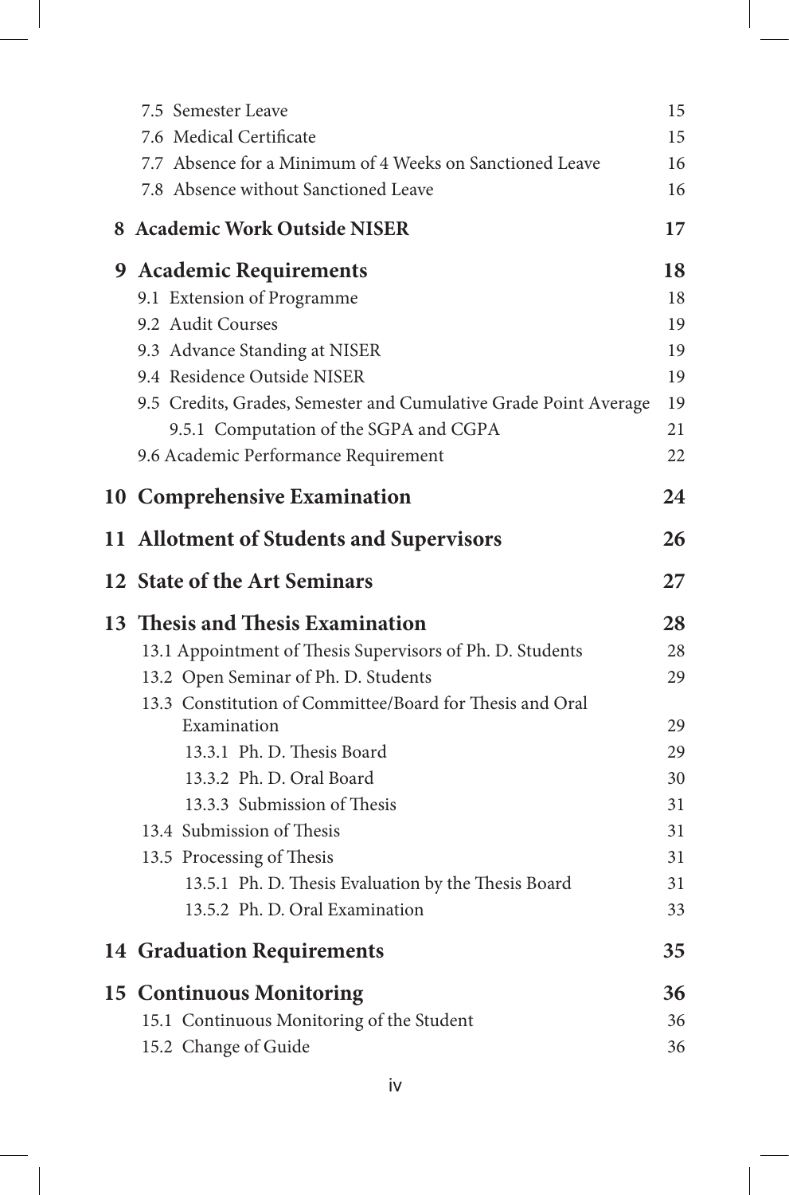- 7.5 Semester Leave — 15
- 7.6 Medical Certificate — 15
- 7.7 Absence for a Minimum of 4 Weeks on Sanctioned Leave — 16
- 7.8 Absence without Sanctioned Leave — 16

**8 Academic Work Outside NISER — 17**

**9 Academic Requirements — 18**

- 9.1 Extension of Programme — 18
- 9.2 Audit Courses — 19
- 9.3 Advance Standing at NISER — 19
- 9.4 Residence Outside NISER — 19
- 9.5 Credits, Grades, Semester and Cumulative Grade Point Average — 19
  - 9.5.1 Computation of the SGPA and CGPA — 21
- 9.6 Academic Performance Requirement — 22

**10 Comprehensive Examination — 24**

**11 Allotment of Students and Supervisors — 26**

**12 State of the Art Seminars — 27**

**13 Thesis and Thesis Examination — 28**

- 13.1 Appointment of Thesis Supervisors of Ph. D. Students — 28
- 13.2 Open Seminar of Ph. D. Students — 29
- 13.3 Constitution of Committee/Board for Thesis and Oral Examination — 29
  - 13.3.1 Ph. D. Thesis Board — 29
  - 13.3.2 Ph. D. Oral Board — 30
  - 13.3.3 Submission of Thesis — 31
- 13.4 Submission of Thesis — 31
- 13.5 Processing of Thesis — 31
  - 13.5.1 Ph. D. Thesis Evaluation by the Thesis Board — 31
  - 13.5.2 Ph. D. Oral Examination — 33

**14 Graduation Requirements — 35**

**15 Continuous Monitoring — 36**

- 15.1 Continuous Monitoring of the Student — 36
- 15.2 Change of Guide — 36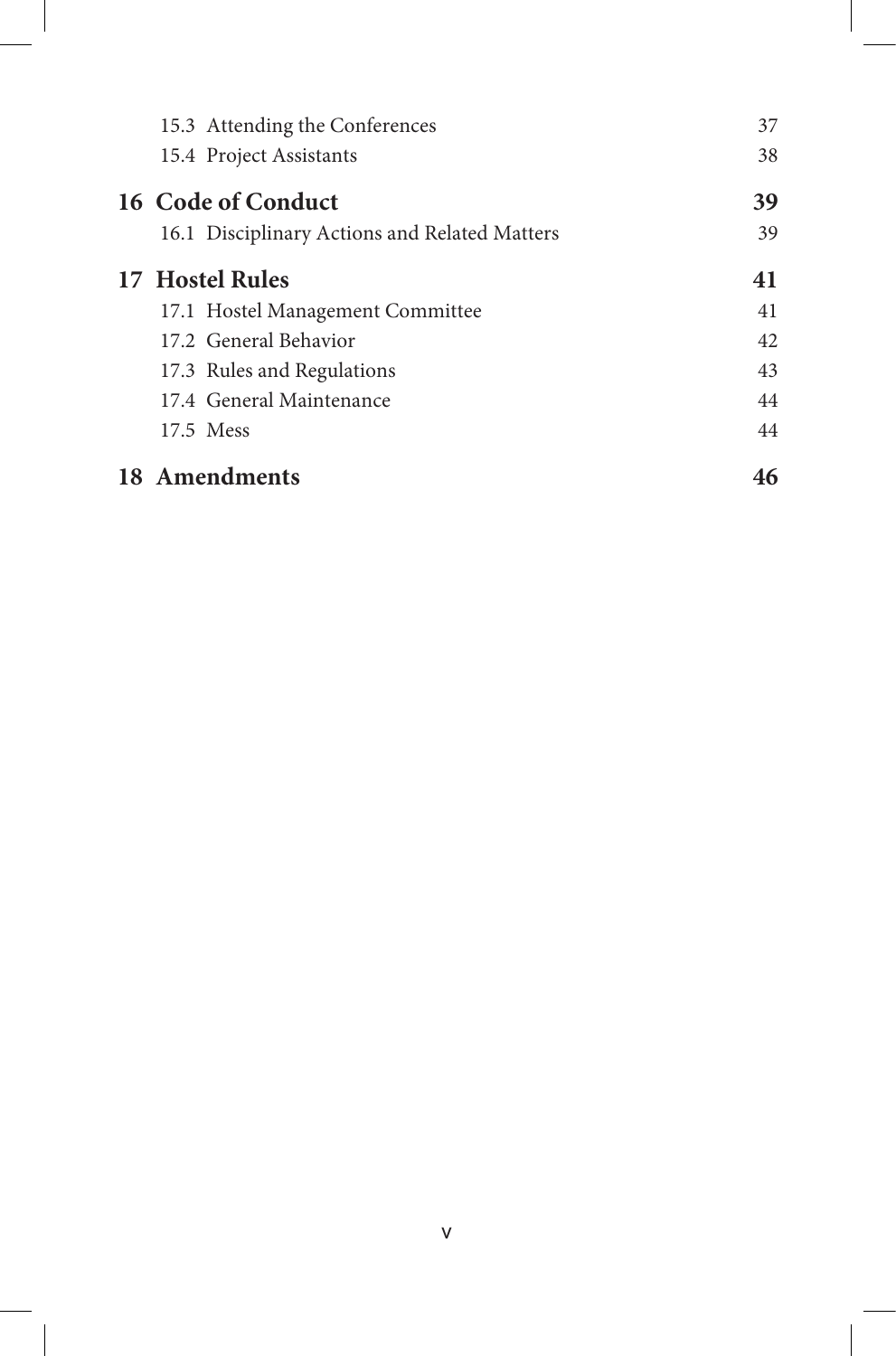| | |
|---|---|
| 15.3 Attending the Conferences | 37 |
| 15.4 Project Assistants | 38 |
| **16 Code of Conduct** | **39** |
| 16.1 Disciplinary Actions and Related Matters | 39 |
| **17 Hostel Rules** | **41** |
| 17.1 Hostel Management Committee | 41 |
| 17.2 General Behavior | 42 |
| 17.3 Rules and Regulations | 43 |
| 17.4 General Maintenance | 44 |
| 17.5 Mess | 44 |
| **18 Amendments** | **46** |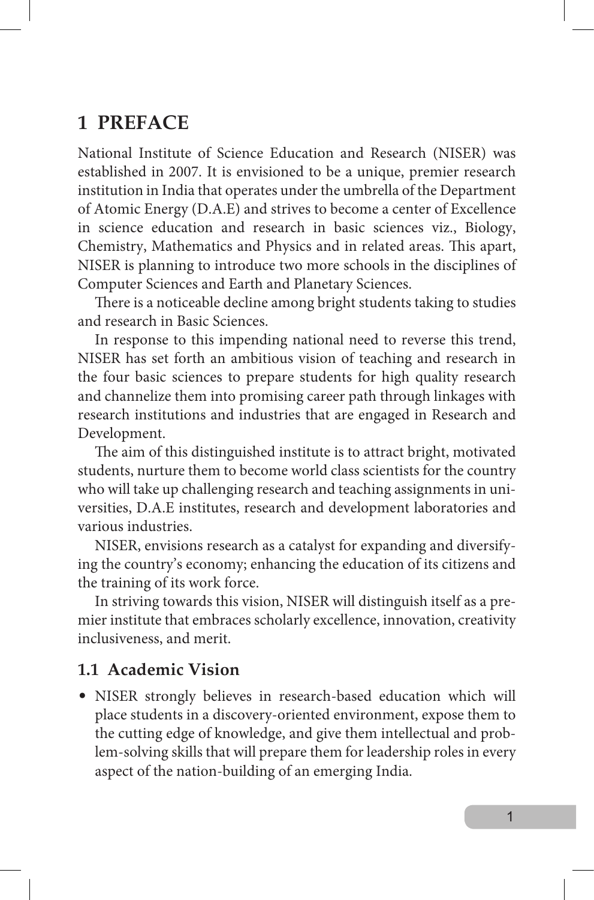# 1 PREFACE

National Institute of Science Education and Research (NISER) was established in 2007. It is envisioned to be a unique, premier research institution in India that operates under the umbrella of the Department of Atomic Energy (D.A.E) and strives to become a center of Excellence in science education and research in basic sciences viz., Biology, Chemistry, Mathematics and Physics and in related areas. This apart, NISER is planning to introduce two more schools in the disciplines of Computer Sciences and Earth and Planetary Sciences.

There is a noticeable decline among bright students taking to studies and research in Basic Sciences.

In response to this impending national need to reverse this trend, NISER has set forth an ambitious vision of teaching and research in the four basic sciences to prepare students for high quality research and channelize them into promising career path through linkages with research institutions and industries that are engaged in Research and Development.

The aim of this distinguished institute is to attract bright, motivated students, nurture them to become world class scientists for the country who will take up challenging research and teaching assignments in universities, D.A.E institutes, research and development laboratories and various industries.

NISER, envisions research as a catalyst for expanding and diversifying the country's economy; enhancing the education of its citizens and the training of its work force.

In striving towards this vision, NISER will distinguish itself as a premier institute that embraces scholarly excellence, innovation, creativity inclusiveness, and merit.

## 1.1 Academic Vision

- NISER strongly believes in research-based education which will place students in a discovery-oriented environment, expose them to the cutting edge of knowledge, and give them intellectual and problem-solving skills that will prepare them for leadership roles in every aspect of the nation-building of an emerging India.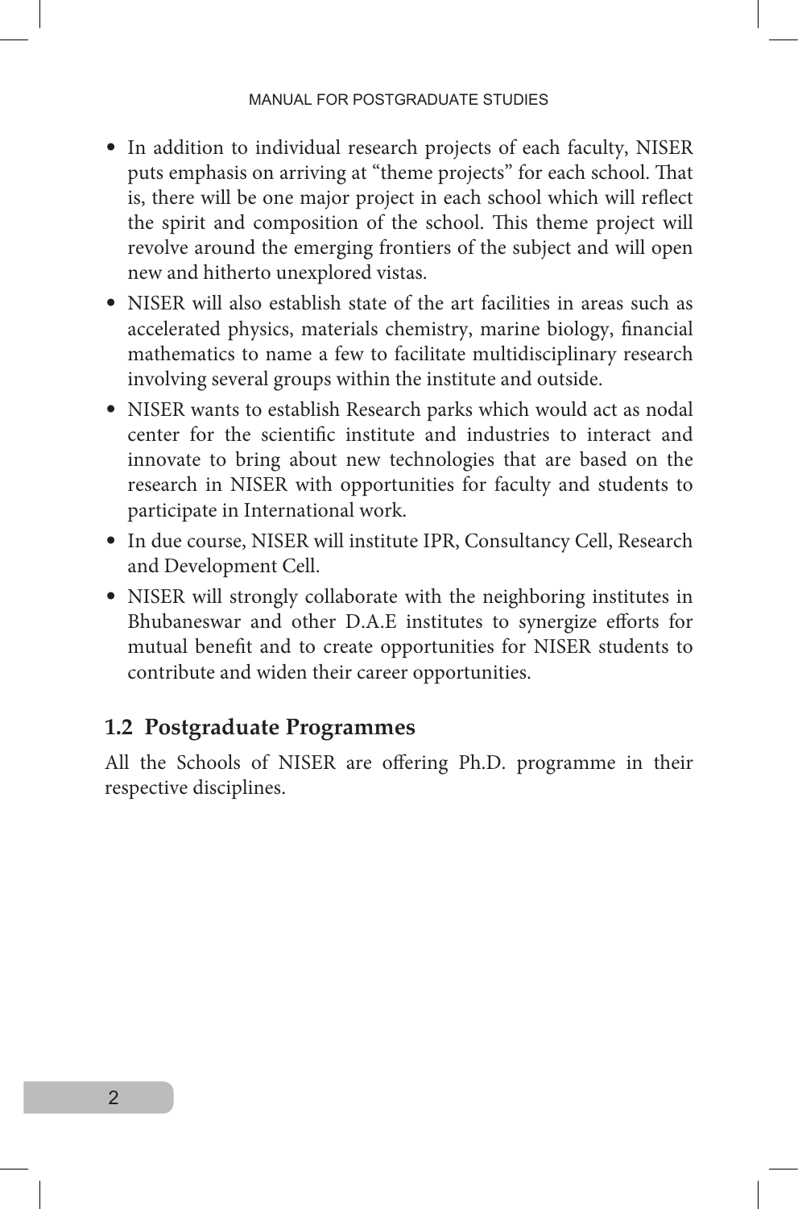- In addition to individual research projects of each faculty, NISER puts emphasis on arriving at "theme projects" for each school. That is, there will be one major project in each school which will reflect the spirit and composition of the school. This theme project will revolve around the emerging frontiers of the subject and will open new and hitherto unexplored vistas.
- NISER will also establish state of the art facilities in areas such as accelerated physics, materials chemistry, marine biology, financial mathematics to name a few to facilitate multidisciplinary research involving several groups within the institute and outside.
- NISER wants to establish Research parks which would act as nodal center for the scientific institute and industries to interact and innovate to bring about new technologies that are based on the research in NISER with opportunities for faculty and students to participate in International work.
- In due course, NISER will institute IPR, Consultancy Cell, Research and Development Cell.
- NISER will strongly collaborate with the neighboring institutes in Bhubaneswar and other D.A.E institutes to synergize efforts for mutual benefit and to create opportunities for NISER students to contribute and widen their career opportunities.

## 1.2 Postgraduate Programmes

All the Schools of NISER are offering Ph.D. programme in their respective disciplines.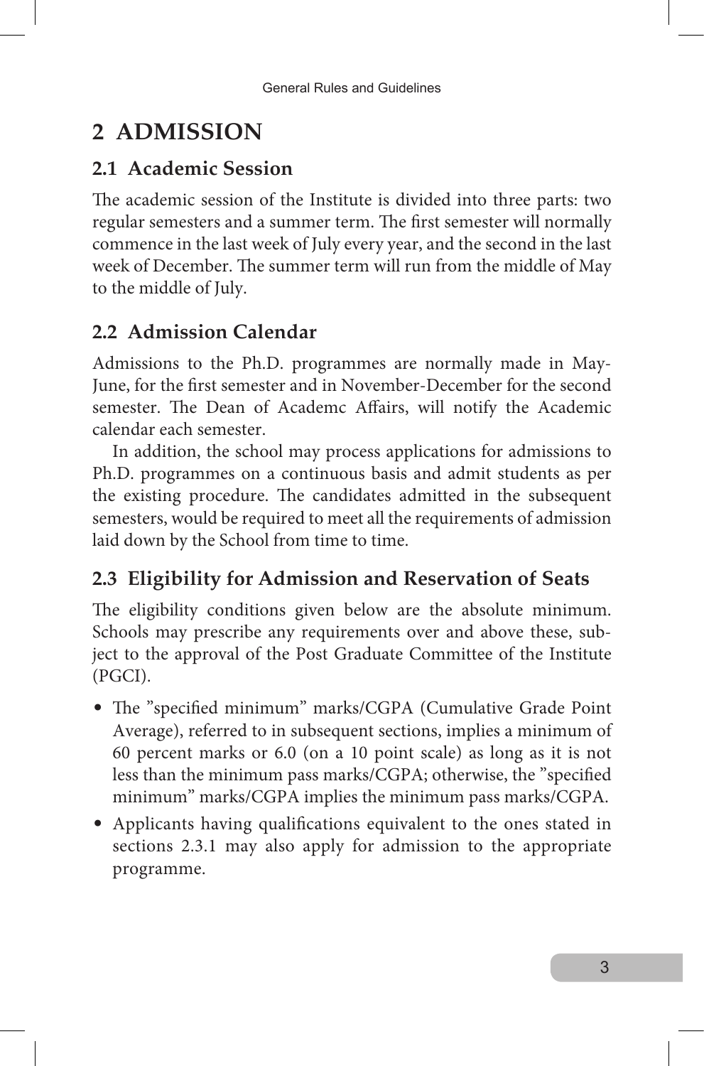# 2 ADMISSION

## 2.1 Academic Session

The academic session of the Institute is divided into three parts: two regular semesters and a summer term. The first semester will normally commence in the last week of July every year, and the second in the last week of December. The summer term will run from the middle of May to the middle of July.

## 2.2 Admission Calendar

Admissions to the Ph.D. programmes are normally made in May-June, for the first semester and in November-December for the second semester. The Dean of Academc Affairs, will notify the Academic calendar each semester.

In addition, the school may process applications for admissions to Ph.D. programmes on a continuous basis and admit students as per the existing procedure. The candidates admitted in the subsequent semesters, would be required to meet all the requirements of admission laid down by the School from time to time.

## 2.3 Eligibility for Admission and Reservation of Seats

The eligibility conditions given below are the absolute minimum. Schools may prescribe any requirements over and above these, subject to the approval of the Post Graduate Committee of the Institute (PGCI).

- The "specified minimum" marks/CGPA (Cumulative Grade Point Average), referred to in subsequent sections, implies a minimum of 60 percent marks or 6.0 (on a 10 point scale) as long as it is not less than the minimum pass marks/CGPA; otherwise, the "specified minimum" marks/CGPA implies the minimum pass marks/CGPA.
- Applicants having qualifications equivalent to the ones stated in sections 2.3.1 may also apply for admission to the appropriate programme.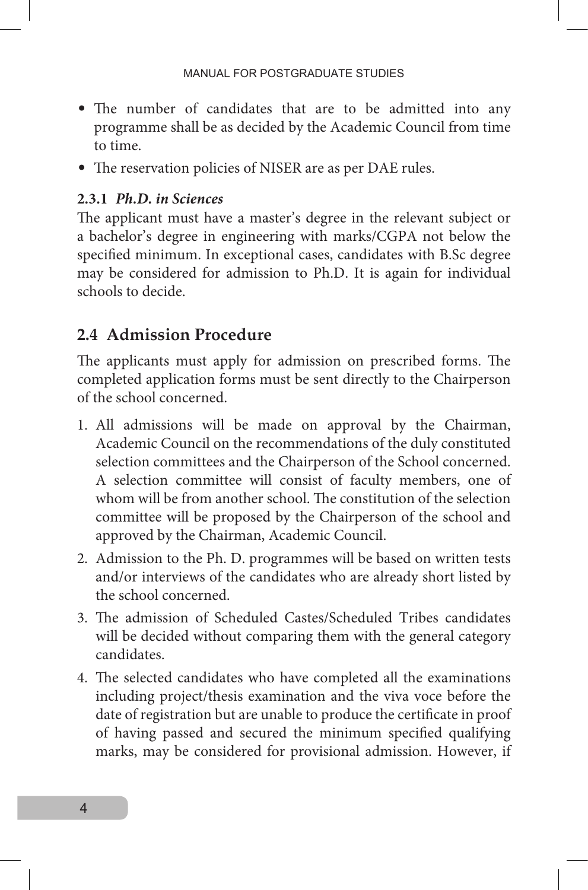- The number of candidates that are to be admitted into any programme shall be as decided by the Academic Council from time to time.
- The reservation policies of NISER are as per DAE rules.

### 2.3.1 *Ph.D. in Sciences*

The applicant must have a master's degree in the relevant subject or a bachelor's degree in engineering with marks/CGPA not below the specified minimum. In exceptional cases, candidates with B.Sc degree may be considered for admission to Ph.D. It is again for individual schools to decide.

## 2.4 Admission Procedure

The applicants must apply for admission on prescribed forms. The completed application forms must be sent directly to the Chairperson of the school concerned.

1. All admissions will be made on approval by the Chairman, Academic Council on the recommendations of the duly constituted selection committees and the Chairperson of the School concerned. A selection committee will consist of faculty members, one of whom will be from another school. The constitution of the selection committee will be proposed by the Chairperson of the school and approved by the Chairman, Academic Council.
2. Admission to the Ph. D. programmes will be based on written tests and/or interviews of the candidates who are already short listed by the school concerned.
3. The admission of Scheduled Castes/Scheduled Tribes candidates will be decided without comparing them with the general category candidates.
4. The selected candidates who have completed all the examinations including project/thesis examination and the viva voce before the date of registration but are unable to produce the certificate in proof of having passed and secured the minimum specified qualifying marks, may be considered for provisional admission. However, if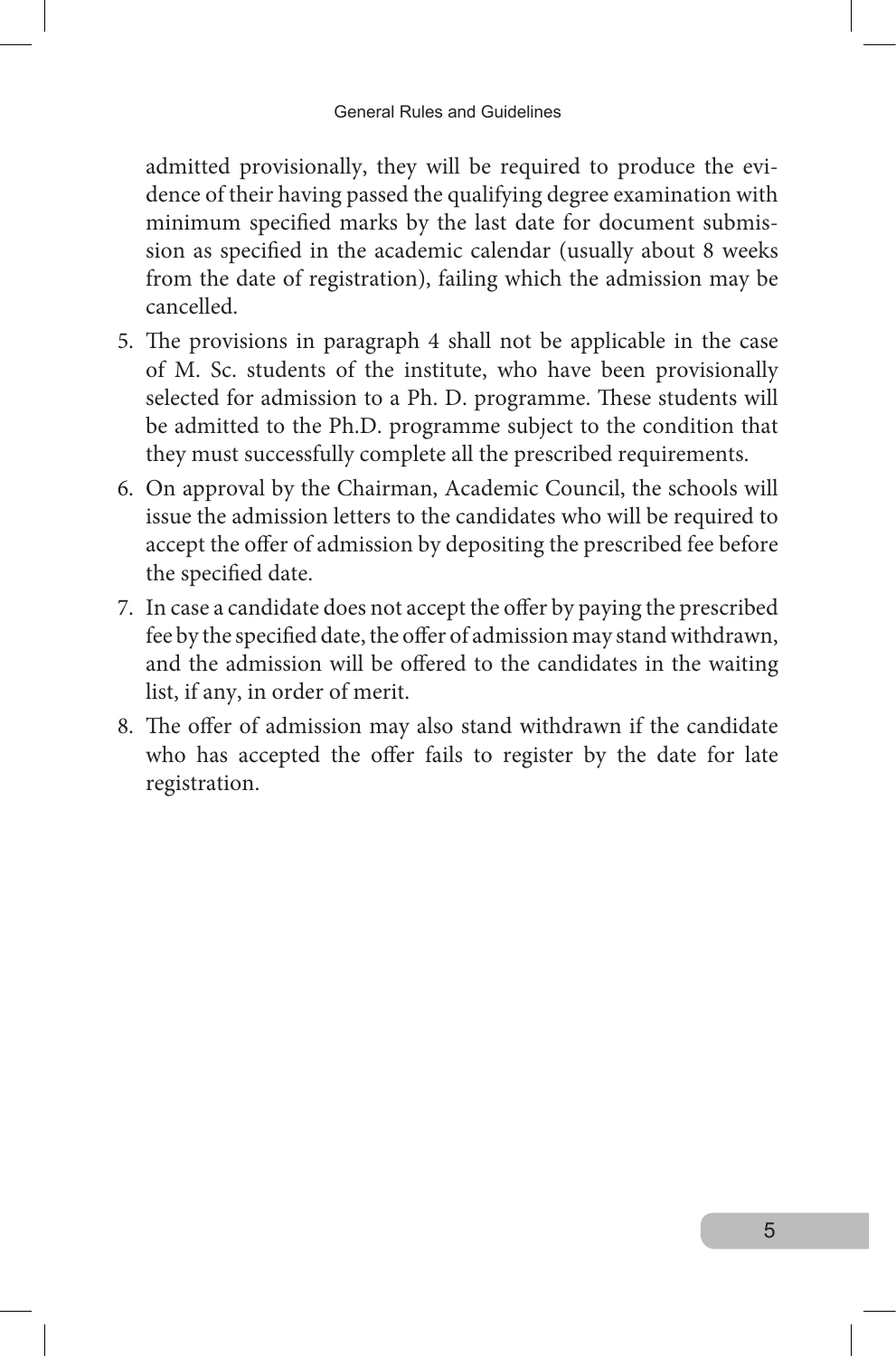admitted provisionally, they will be required to produce the evidence of their having passed the qualifying degree examination with minimum specified marks by the last date for document submission as specified in the academic calendar (usually about 8 weeks from the date of registration), failing which the admission may be cancelled.

5. The provisions in paragraph 4 shall not be applicable in the case of M. Sc. students of the institute, who have been provisionally selected for admission to a Ph. D. programme. These students will be admitted to the Ph.D. programme subject to the condition that they must successfully complete all the prescribed requirements.
6. On approval by the Chairman, Academic Council, the schools will issue the admission letters to the candidates who will be required to accept the offer of admission by depositing the prescribed fee before the specified date.
7. In case a candidate does not accept the offer by paying the prescribed fee by the specified date, the offer of admission may stand withdrawn, and the admission will be offered to the candidates in the waiting list, if any, in order of merit.
8. The offer of admission may also stand withdrawn if the candidate who has accepted the offer fails to register by the date for late registration.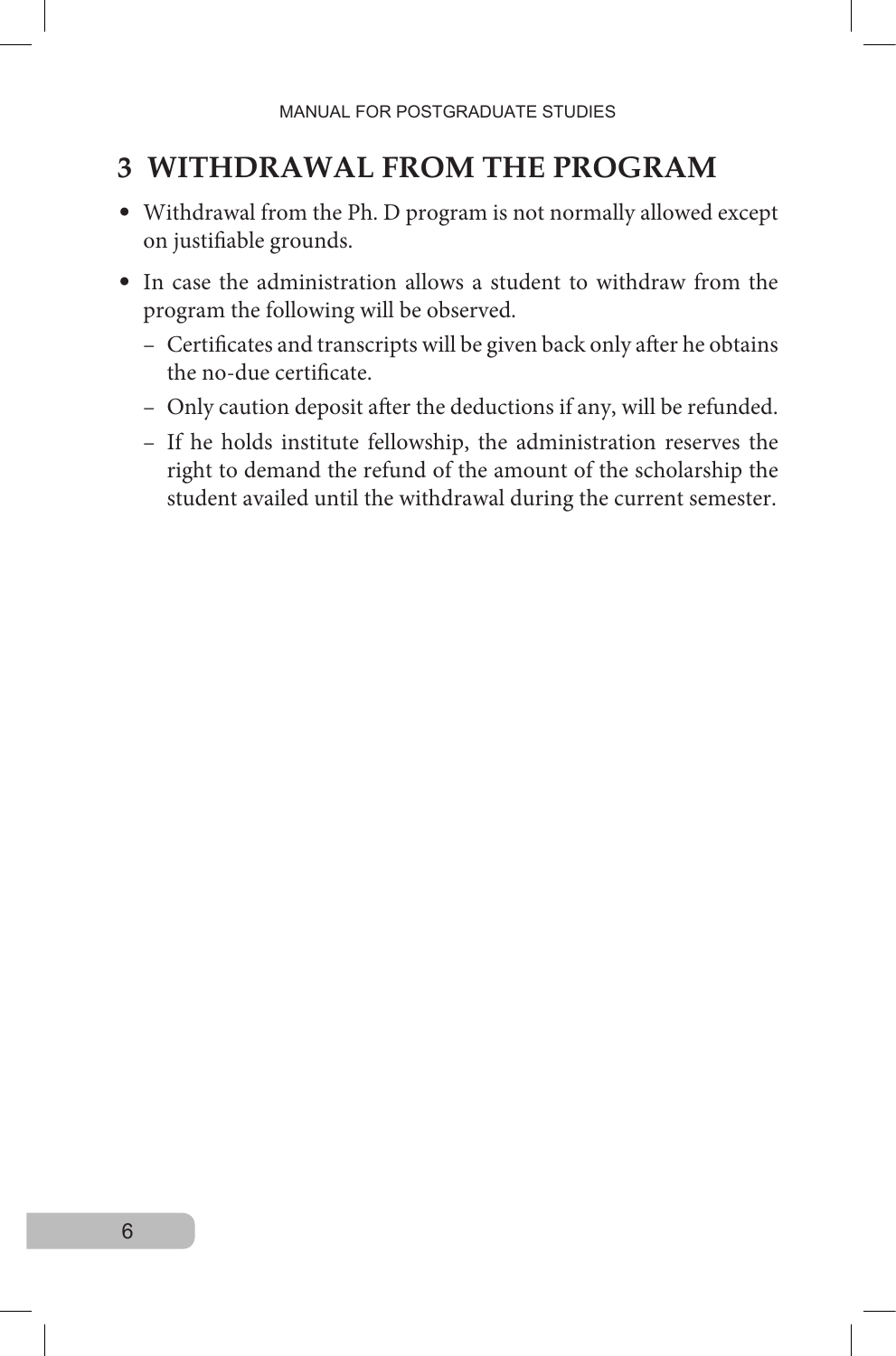# 3 WITHDRAWAL FROM THE PROGRAM

- Withdrawal from the Ph. D program is not normally allowed except on justifiable grounds.
- In case the administration allows a student to withdraw from the program the following will be observed.
  - Certificates and transcripts will be given back only after he obtains the no-due certificate.
  - Only caution deposit after the deductions if any, will be refunded.
  - If he holds institute fellowship, the administration reserves the right to demand the refund of the amount of the scholarship the student availed until the withdrawal during the current semester.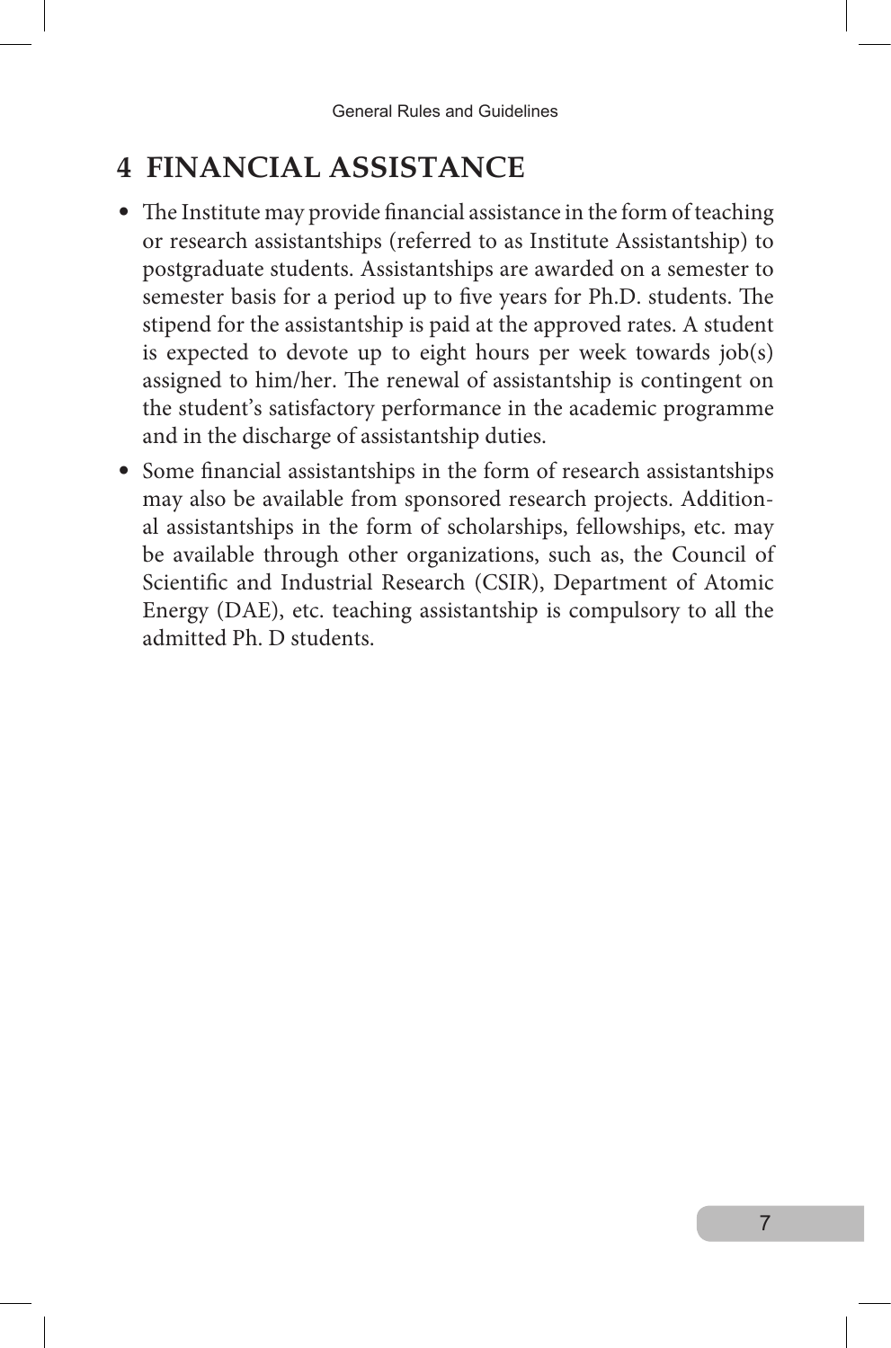## 4 FINANCIAL ASSISTANCE

- The Institute may provide financial assistance in the form of teaching or research assistantships (referred to as Institute Assistantship) to postgraduate students. Assistantships are awarded on a semester to semester basis for a period up to five years for Ph.D. students. The stipend for the assistantship is paid at the approved rates. A student is expected to devote up to eight hours per week towards job(s) assigned to him/her. The renewal of assistantship is contingent on the student's satisfactory performance in the academic programme and in the discharge of assistantship duties.
- Some financial assistantships in the form of research assistantships may also be available from sponsored research projects. Additional assistantships in the form of scholarships, fellowships, etc. may be available through other organizations, such as, the Council of Scientific and Industrial Research (CSIR), Department of Atomic Energy (DAE), etc. teaching assistantship is compulsory to all the admitted Ph. D students.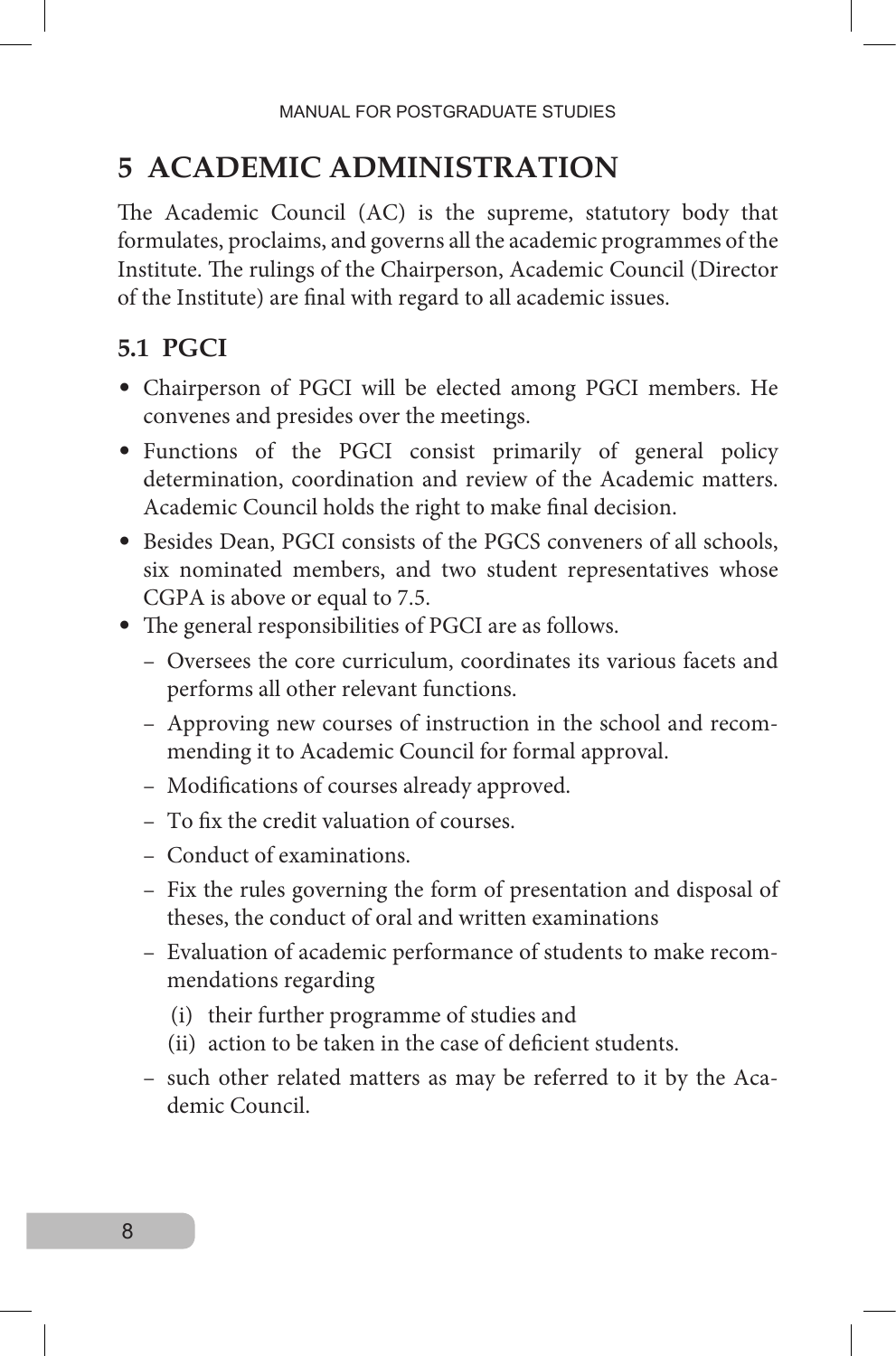# 5 ACADEMIC ADMINISTRATION

The Academic Council (AC) is the supreme, statutory body that formulates, proclaims, and governs all the academic programmes of the Institute. The rulings of the Chairperson, Academic Council (Director of the Institute) are final with regard to all academic issues.

## 5.1 PGCI

- Chairperson of PGCI will be elected among PGCI members. He convenes and presides over the meetings.
- Functions of the PGCI consist primarily of general policy determination, coordination and review of the Academic matters. Academic Council holds the right to make final decision.
- Besides Dean, PGCI consists of the PGCS conveners of all schools, six nominated members, and two student representatives whose CGPA is above or equal to 7.5.
- The general responsibilities of PGCI are as follows.
  - Oversees the core curriculum, coordinates its various facets and performs all other relevant functions.
  - Approving new courses of instruction in the school and recommending it to Academic Council for formal approval.
  - Modifications of courses already approved.
  - To fix the credit valuation of courses.
  - Conduct of examinations.
  - Fix the rules governing the form of presentation and disposal of theses, the conduct of oral and written examinations
  - Evaluation of academic performance of students to make recommendations regarding
    - (i) their further programme of studies and
    - (ii) action to be taken in the case of deficient students.
  - such other related matters as may be referred to it by the Academic Council.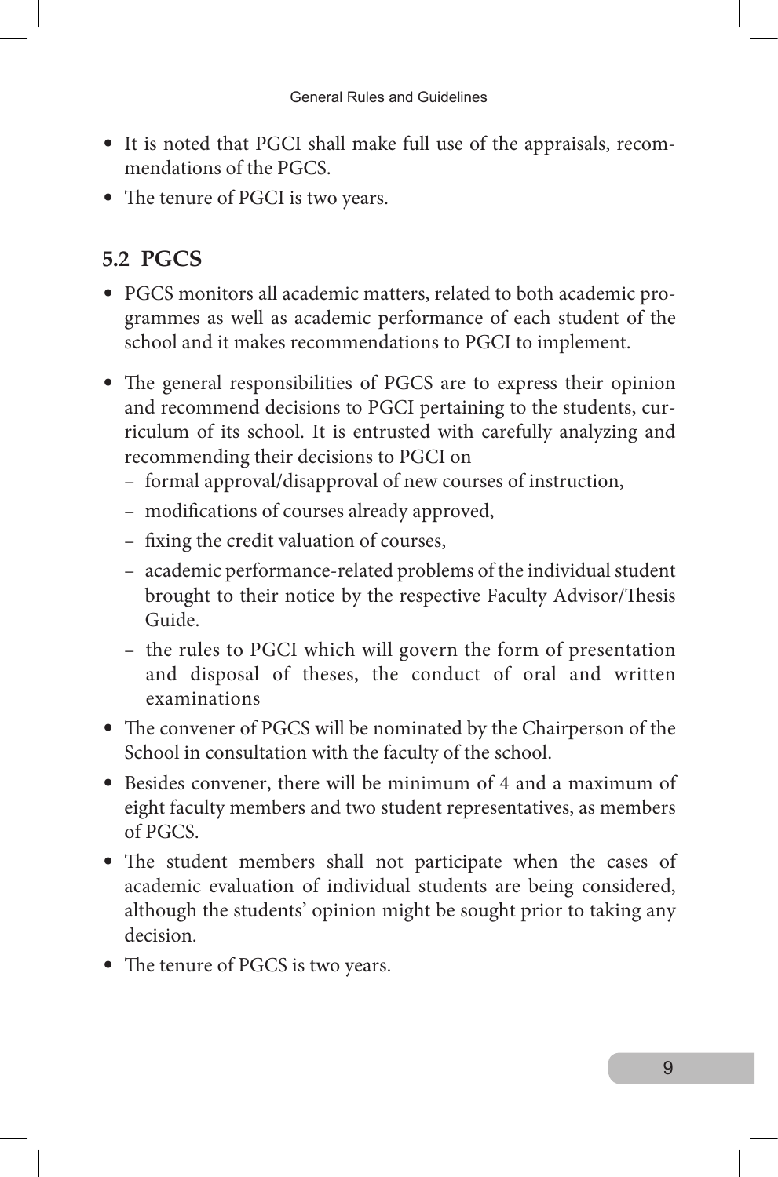- It is noted that PGCI shall make full use of the appraisals, recommendations of the PGCS.
- The tenure of PGCI is two years.

## 5.2 PGCS

- PGCS monitors all academic matters, related to both academic programmes as well as academic performance of each student of the school and it makes recommendations to PGCI to implement.
- The general responsibilities of PGCS are to express their opinion and recommend decisions to PGCI pertaining to the students, curriculum of its school. It is entrusted with carefully analyzing and recommending their decisions to PGCI on
  - formal approval/disapproval of new courses of instruction,
  - modifications of courses already approved,
  - fixing the credit valuation of courses,
  - academic performance-related problems of the individual student brought to their notice by the respective Faculty Advisor/Thesis Guide.
  - the rules to PGCI which will govern the form of presentation and disposal of theses, the conduct of oral and written examinations
- The convener of PGCS will be nominated by the Chairperson of the School in consultation with the faculty of the school.
- Besides convener, there will be minimum of 4 and a maximum of eight faculty members and two student representatives, as members of PGCS.
- The student members shall not participate when the cases of academic evaluation of individual students are being considered, although the students' opinion might be sought prior to taking any decision.
- The tenure of PGCS is two years.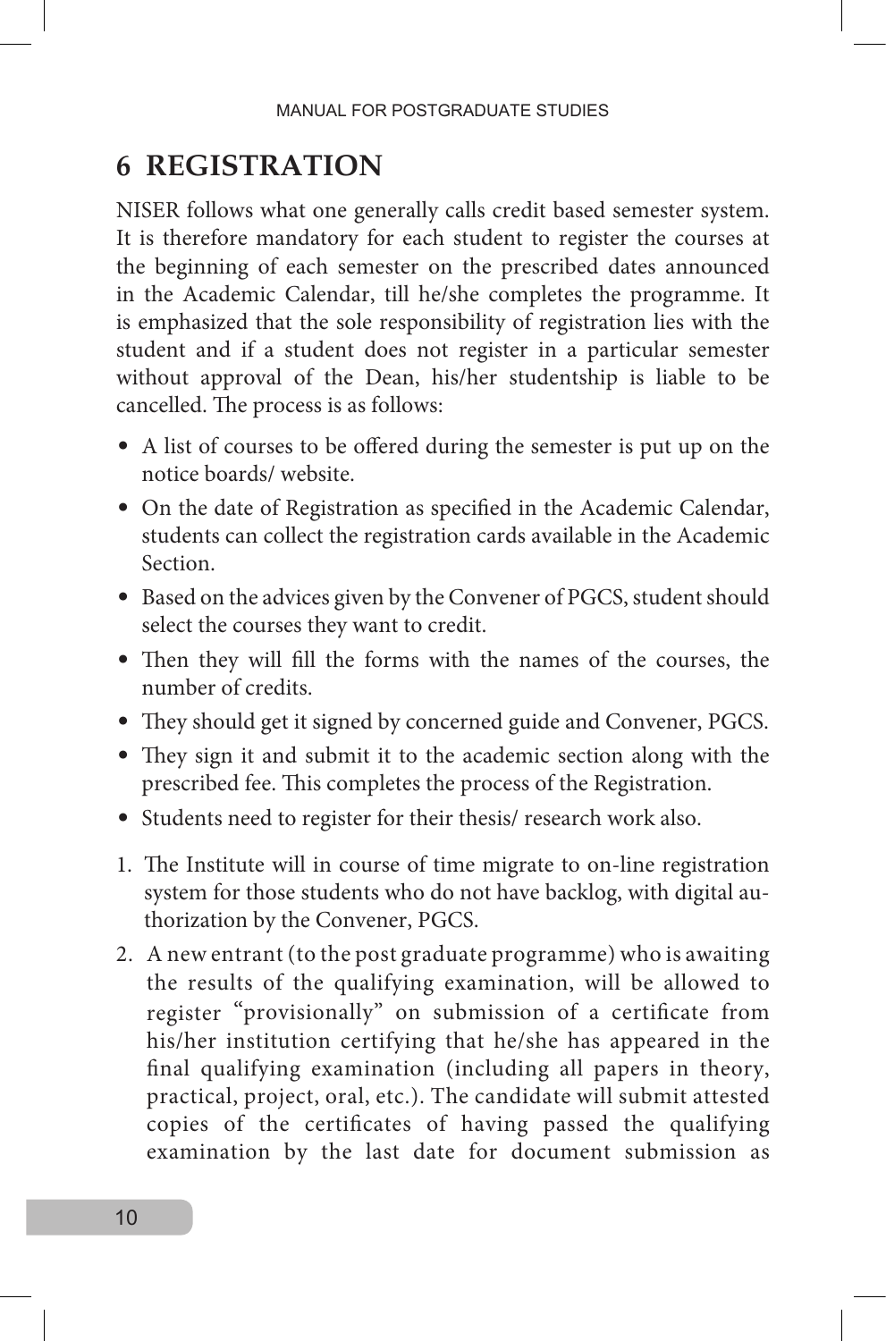# 6 REGISTRATION

NISER follows what one generally calls credit based semester system. It is therefore mandatory for each student to register the courses at the beginning of each semester on the prescribed dates announced in the Academic Calendar, till he/she completes the programme. It is emphasized that the sole responsibility of registration lies with the student and if a student does not register in a particular semester without approval of the Dean, his/her studentship is liable to be cancelled. The process is as follows:

- A list of courses to be offered during the semester is put up on the notice boards/ website.
- On the date of Registration as specified in the Academic Calendar, students can collect the registration cards available in the Academic Section.
- Based on the advices given by the Convener of PGCS, student should select the courses they want to credit.
- Then they will fill the forms with the names of the courses, the number of credits.
- They should get it signed by concerned guide and Convener, PGCS.
- They sign it and submit it to the academic section along with the prescribed fee. This completes the process of the Registration.
- Students need to register for their thesis/ research work also.

1. The Institute will in course of time migrate to on-line registration system for those students who do not have backlog, with digital authorization by the Convener, PGCS.
2. A new entrant (to the post graduate programme) who is awaiting the results of the qualifying examination, will be allowed to register "provisionally" on submission of a certificate from his/her institution certifying that he/she has appeared in the final qualifying examination (including all papers in theory, practical, project, oral, etc.). The candidate will submit attested copies of the certificates of having passed the qualifying examination by the last date for document submission as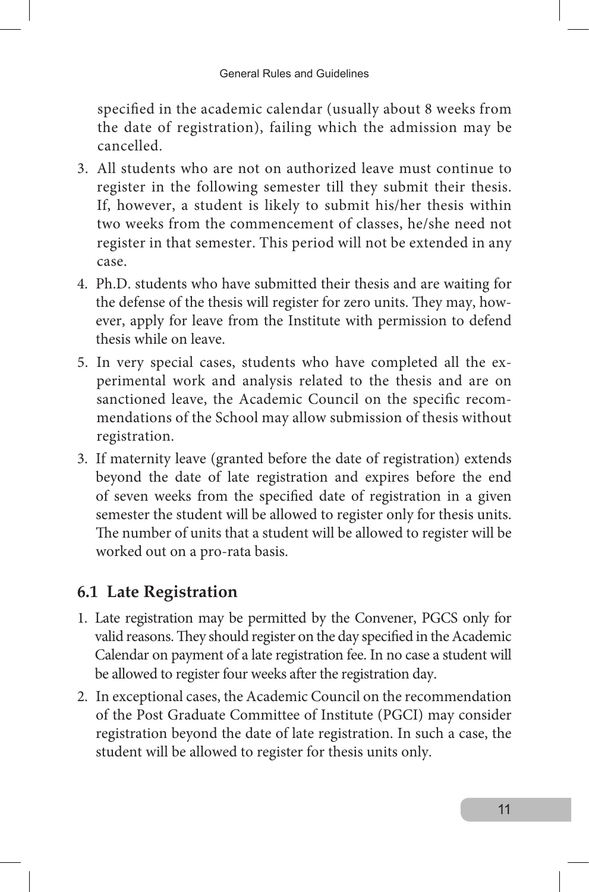specified in the academic calendar (usually about 8 weeks from the date of registration), failing which the admission may be cancelled.

3. All students who are not on authorized leave must continue to register in the following semester till they submit their thesis. If, however, a student is likely to submit his/her thesis within two weeks from the commencement of classes, he/she need not register in that semester. This period will not be extended in any case.
4. Ph.D. students who have submitted their thesis and are waiting for the defense of the thesis will register for zero units. They may, however, apply for leave from the Institute with permission to defend thesis while on leave.
5. In very special cases, students who have completed all the experimental work and analysis related to the thesis and are on sanctioned leave, the Academic Council on the specific recommendations of the School may allow submission of thesis without registration.
6. If maternity leave (granted before the date of registration) extends beyond the date of late registration and expires before the end of seven weeks from the specified date of registration in a given semester the student will be allowed to register only for thesis units. The number of units that a student will be allowed to register will be worked out on a pro-rata basis.

## 6.1 Late Registration

1. Late registration may be permitted by the Convener, PGCS only for valid reasons. They should register on the day specified in the Academic Calendar on payment of a late registration fee. In no case a student will be allowed to register four weeks after the registration day.
2. In exceptional cases, the Academic Council on the recommendation of the Post Graduate Committee of Institute (PGCI) may consider registration beyond the date of late registration. In such a case, the student will be allowed to register for thesis units only.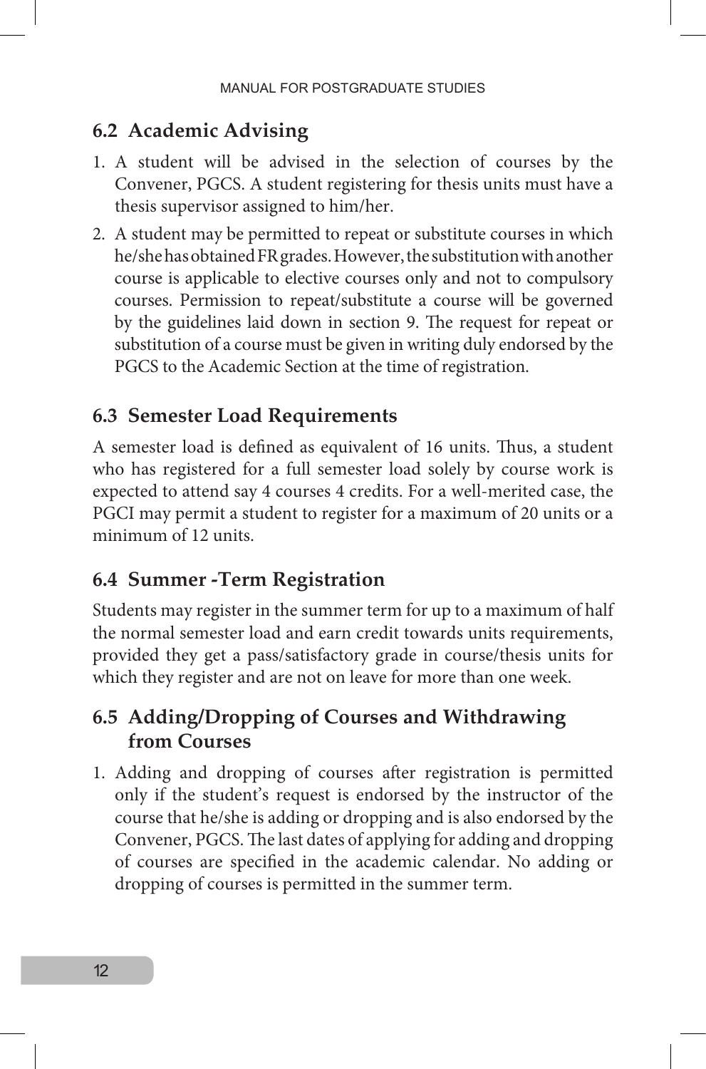## 6.2 Academic Advising

1. A student will be advised in the selection of courses by the Convener, PGCS. A student registering for thesis units must have a thesis supervisor assigned to him/her.
2. A student may be permitted to repeat or substitute courses in which he/she has obtained FR grades. However, the substitution with another course is applicable to elective courses only and not to compulsory courses. Permission to repeat/substitute a course will be governed by the guidelines laid down in section 9. The request for repeat or substitution of a course must be given in writing duly endorsed by the PGCS to the Academic Section at the time of registration.

## 6.3 Semester Load Requirements

A semester load is defined as equivalent of 16 units. Thus, a student who has registered for a full semester load solely by course work is expected to attend say 4 courses 4 credits. For a well-merited case, the PGCI may permit a student to register for a maximum of 20 units or a minimum of 12 units.

## 6.4 Summer -Term Registration

Students may register in the summer term for up to a maximum of half the normal semester load and earn credit towards units requirements, provided they get a pass/satisfactory grade in course/thesis units for which they register and are not on leave for more than one week.

## 6.5 Adding/Dropping of Courses and Withdrawing from Courses

1. Adding and dropping of courses after registration is permitted only if the student's request is endorsed by the instructor of the course that he/she is adding or dropping and is also endorsed by the Convener, PGCS. The last dates of applying for adding and dropping of courses are specified in the academic calendar. No adding or dropping of courses is permitted in the summer term.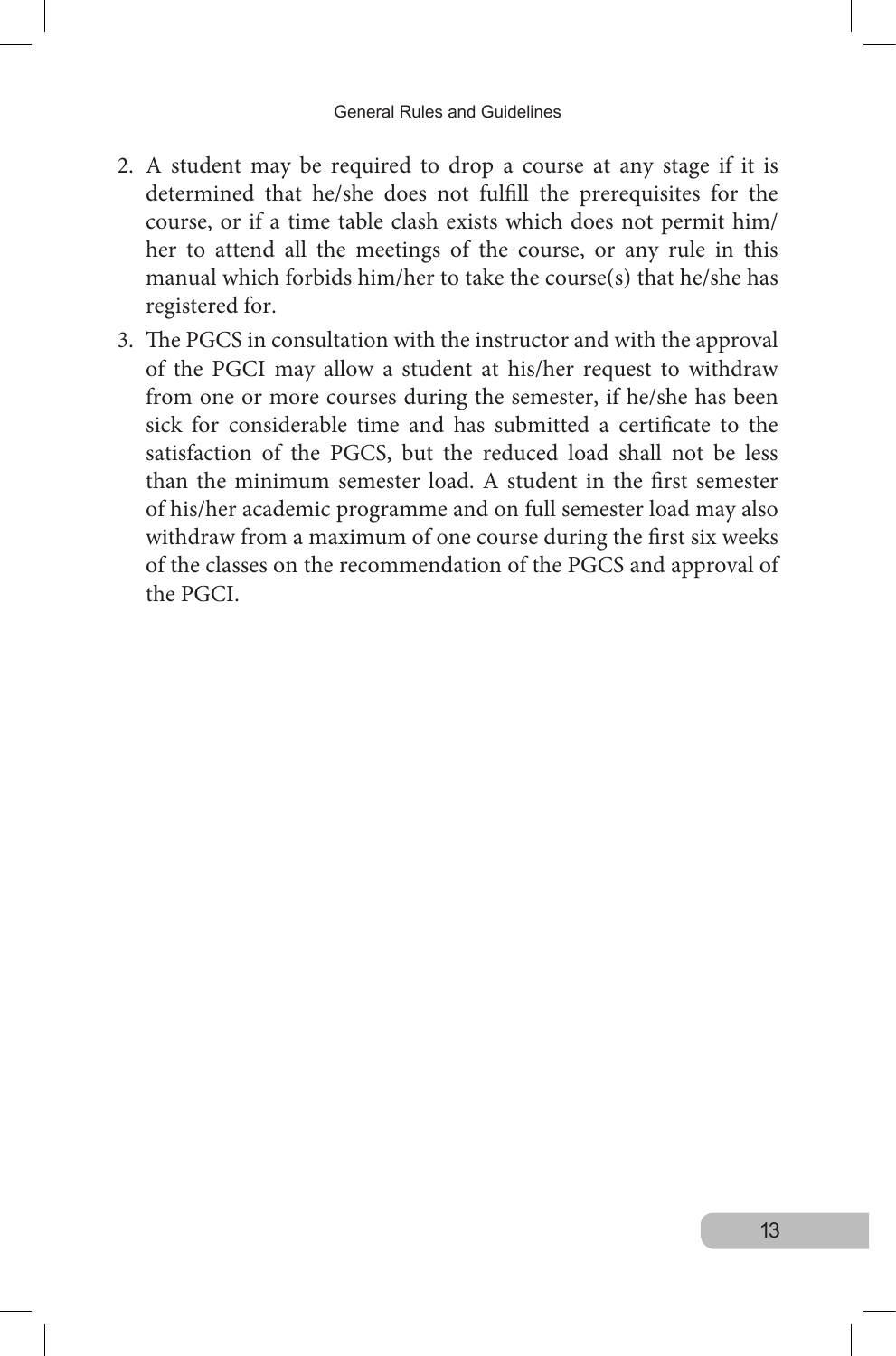2. A student may be required to drop a course at any stage if it is determined that he/she does not fulfill the prerequisites for the course, or if a time table clash exists which does not permit him/her to attend all the meetings of the course, or any rule in this manual which forbids him/her to take the course(s) that he/she has registered for.
3. The PGCS in consultation with the instructor and with the approval of the PGCI may allow a student at his/her request to withdraw from one or more courses during the semester, if he/she has been sick for considerable time and has submitted a certificate to the satisfaction of the PGCS, but the reduced load shall not be less than the minimum semester load. A student in the first semester of his/her academic programme and on full semester load may also withdraw from a maximum of one course during the first six weeks of the classes on the recommendation of the PGCS and approval of the PGCI.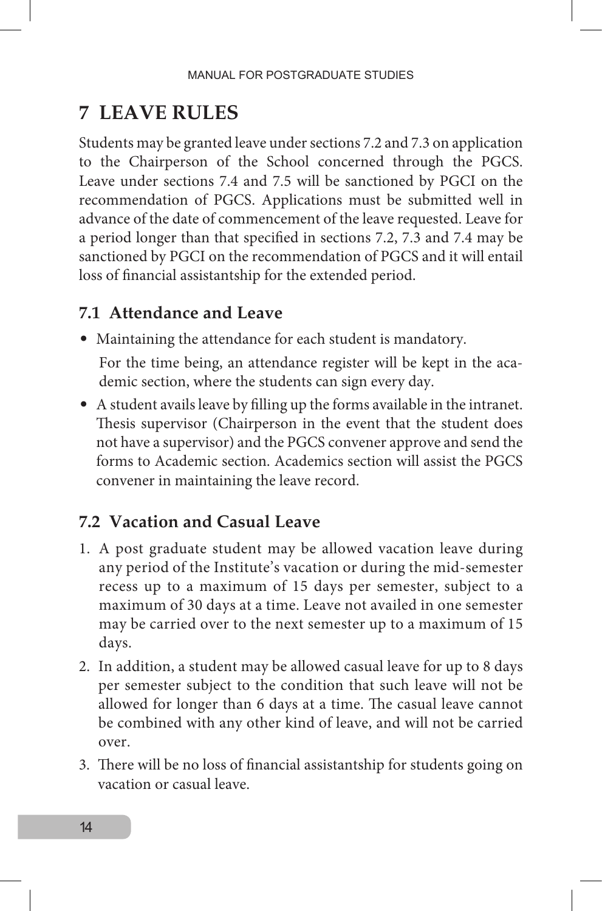# 7 LEAVE RULES

Students may be granted leave under sections 7.2 and 7.3 on application to the Chairperson of the School concerned through the PGCS. Leave under sections 7.4 and 7.5 will be sanctioned by PGCI on the recommendation of PGCS. Applications must be submitted well in advance of the date of commencement of the leave requested. Leave for a period longer than that specified in sections 7.2, 7.3 and 7.4 may be sanctioned by PGCI on the recommendation of PGCS and it will entail loss of financial assistantship for the extended period.

## 7.1 Attendance and Leave

- Maintaining the attendance for each student is mandatory.

  For the time being, an attendance register will be kept in the academic section, where the students can sign every day.

- A student avails leave by filling up the forms available in the intranet. Thesis supervisor (Chairperson in the event that the student does not have a supervisor) and the PGCS convener approve and send the forms to Academic section. Academics section will assist the PGCS convener in maintaining the leave record.

## 7.2 Vacation and Casual Leave

1. A post graduate student may be allowed vacation leave during any period of the Institute's vacation or during the mid-semester recess up to a maximum of 15 days per semester, subject to a maximum of 30 days at a time. Leave not availed in one semester may be carried over to the next semester up to a maximum of 15 days.
2. In addition, a student may be allowed casual leave for up to 8 days per semester subject to the condition that such leave will not be allowed for longer than 6 days at a time. The casual leave cannot be combined with any other kind of leave, and will not be carried over.
3. There will be no loss of financial assistantship for students going on vacation or casual leave.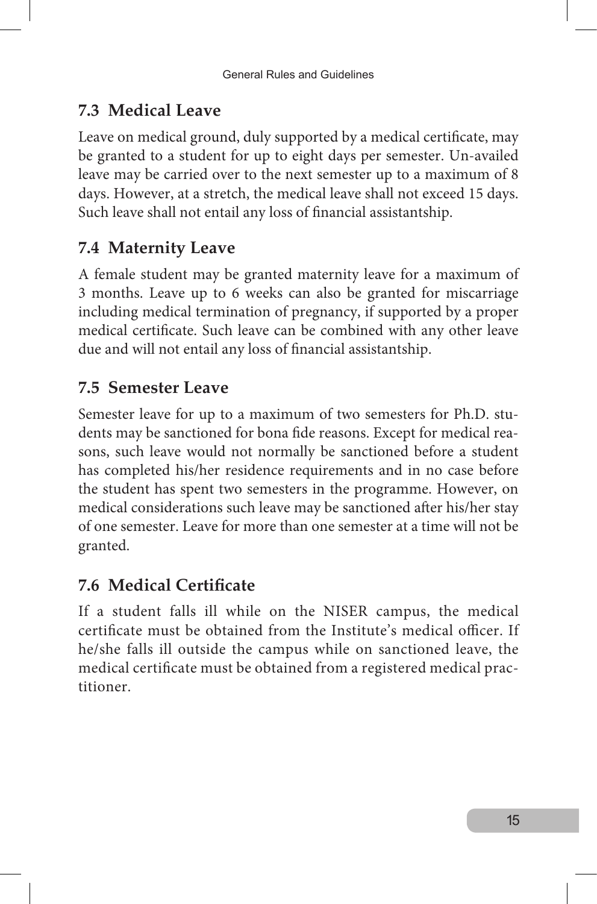## 7.3 Medical Leave

Leave on medical ground, duly supported by a medical certificate, may be granted to a student for up to eight days per semester. Un-availed leave may be carried over to the next semester up to a maximum of 8 days. However, at a stretch, the medical leave shall not exceed 15 days. Such leave shall not entail any loss of financial assistantship.

## 7.4 Maternity Leave

A female student may be granted maternity leave for a maximum of 3 months. Leave up to 6 weeks can also be granted for miscarriage including medical termination of pregnancy, if supported by a proper medical certificate. Such leave can be combined with any other leave due and will not entail any loss of financial assistantship.

## 7.5 Semester Leave

Semester leave for up to a maximum of two semesters for Ph.D. students may be sanctioned for bona fide reasons. Except for medical reasons, such leave would not normally be sanctioned before a student has completed his/her residence requirements and in no case before the student has spent two semesters in the programme. However, on medical considerations such leave may be sanctioned after his/her stay of one semester. Leave for more than one semester at a time will not be granted.

## 7.6 Medical Certificate

If a student falls ill while on the NISER campus, the medical certificate must be obtained from the Institute's medical officer. If he/she falls ill outside the campus while on sanctioned leave, the medical certificate must be obtained from a registered medical practitioner.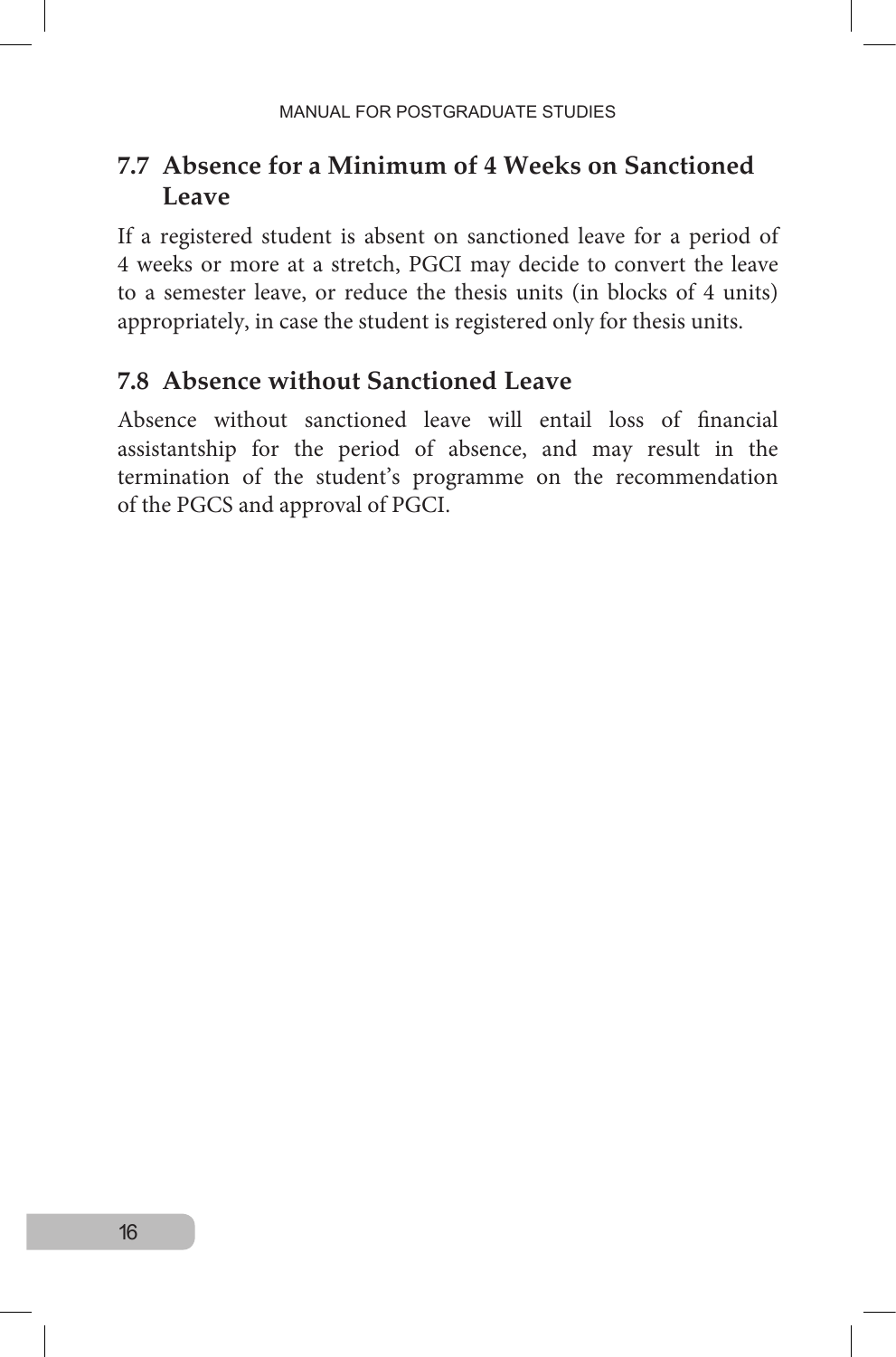## 7.7 Absence for a Minimum of 4 Weeks on Sanctioned Leave

If a registered student is absent on sanctioned leave for a period of 4 weeks or more at a stretch, PGCI may decide to convert the leave to a semester leave, or reduce the thesis units (in blocks of 4 units) appropriately, in case the student is registered only for thesis units.

## 7.8 Absence without Sanctioned Leave

Absence without sanctioned leave will entail loss of financial assistantship for the period of absence, and may result in the termination of the student's programme on the recommendation of the PGCS and approval of PGCI.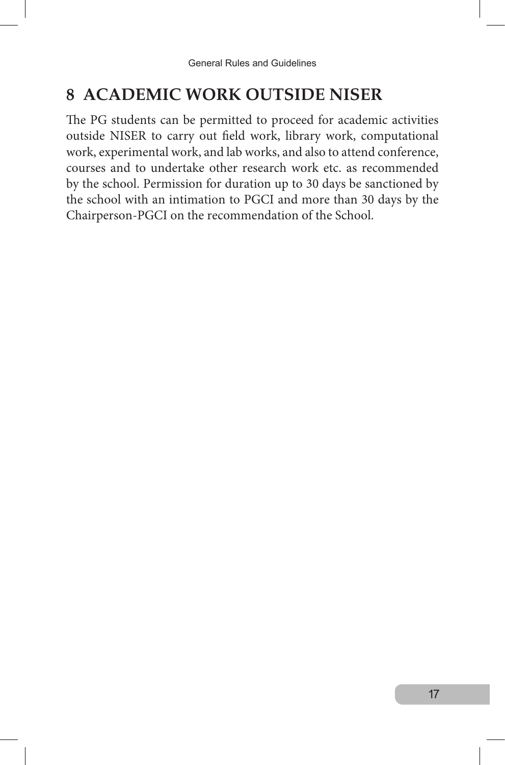# 8 ACADEMIC WORK OUTSIDE NISER

The PG students can be permitted to proceed for academic activities outside NISER to carry out field work, library work, computational work, experimental work, and lab works, and also to attend conference, courses and to undertake other research work etc. as recommended by the school. Permission for duration up to 30 days be sanctioned by the school with an intimation to PGCI and more than 30 days by the Chairperson-PGCI on the recommendation of the School.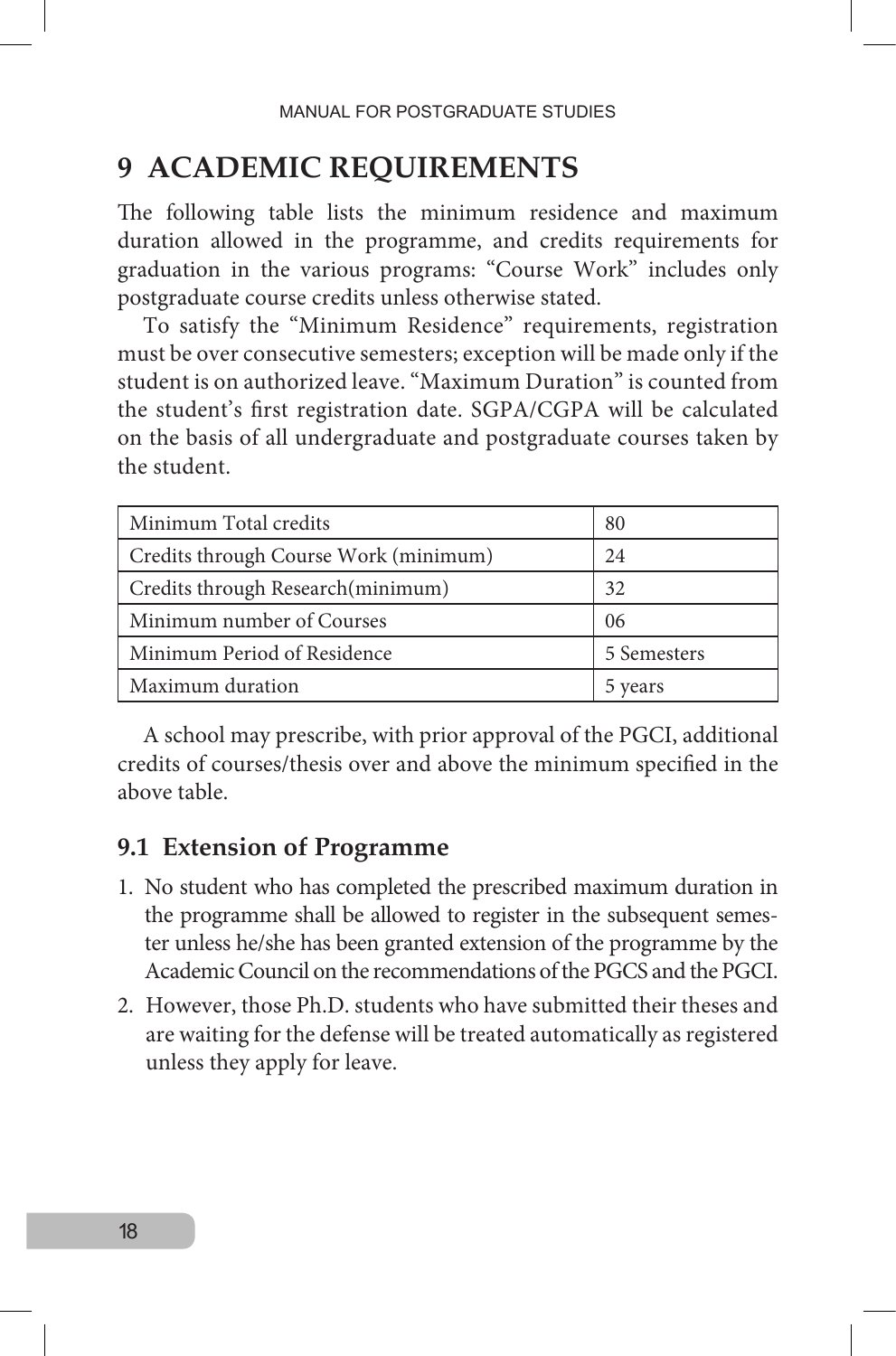# 9 ACADEMIC REQUIREMENTS

The following table lists the minimum residence and maximum duration allowed in the programme, and credits requirements for graduation in the various programs: "Course Work" includes only postgraduate course credits unless otherwise stated.

To satisfy the "Minimum Residence" requirements, registration must be over consecutive semesters; exception will be made only if the student is on authorized leave. "Maximum Duration" is counted from the student's first registration date. SGPA/CGPA will be calculated on the basis of all undergraduate and postgraduate courses taken by the student.

| | |
|---|---|
| Minimum Total credits | 80 |
| Credits through Course Work (minimum) | 24 |
| Credits through Research(minimum) | 32 |
| Minimum number of Courses | 06 |
| Minimum Period of Residence | 5 Semesters |
| Maximum duration | 5 years |

A school may prescribe, with prior approval of the PGCI, additional credits of courses/thesis over and above the minimum specified in the above table.

## 9.1 Extension of Programme

1. No student who has completed the prescribed maximum duration in the programme shall be allowed to register in the subsequent semester unless he/she has been granted extension of the programme by the Academic Council on the recommendations of the PGCS and the PGCI.
2. However, those Ph.D. students who have submitted their theses and are waiting for the defense will be treated automatically as registered unless they apply for leave.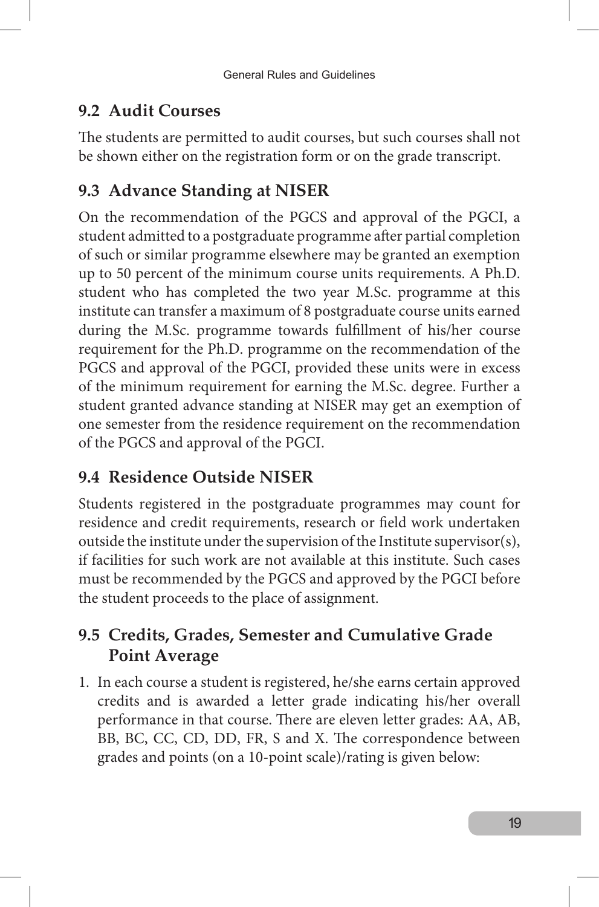## 9.2 Audit Courses

The students are permitted to audit courses, but such courses shall not be shown either on the registration form or on the grade transcript.

## 9.3 Advance Standing at NISER

On the recommendation of the PGCS and approval of the PGCI, a student admitted to a postgraduate programme after partial completion of such or similar programme elsewhere may be granted an exemption up to 50 percent of the minimum course units requirements. A Ph.D. student who has completed the two year M.Sc. programme at this institute can transfer a maximum of 8 postgraduate course units earned during the M.Sc. programme towards fulfillment of his/her course requirement for the Ph.D. programme on the recommendation of the PGCS and approval of the PGCI, provided these units were in excess of the minimum requirement for earning the M.Sc. degree. Further a student granted advance standing at NISER may get an exemption of one semester from the residence requirement on the recommendation of the PGCS and approval of the PGCI.

## 9.4 Residence Outside NISER

Students registered in the postgraduate programmes may count for residence and credit requirements, research or field work undertaken outside the institute under the supervision of the Institute supervisor(s), if facilities for such work are not available at this institute. Such cases must be recommended by the PGCS and approved by the PGCI before the student proceeds to the place of assignment.

## 9.5 Credits, Grades, Semester and Cumulative Grade Point Average

1. In each course a student is registered, he/she earns certain approved credits and is awarded a letter grade indicating his/her overall performance in that course. There are eleven letter grades: AA, AB, BB, BC, CC, CD, DD, FR, S and X. The correspondence between grades and points (on a 10-point scale)/rating is given below: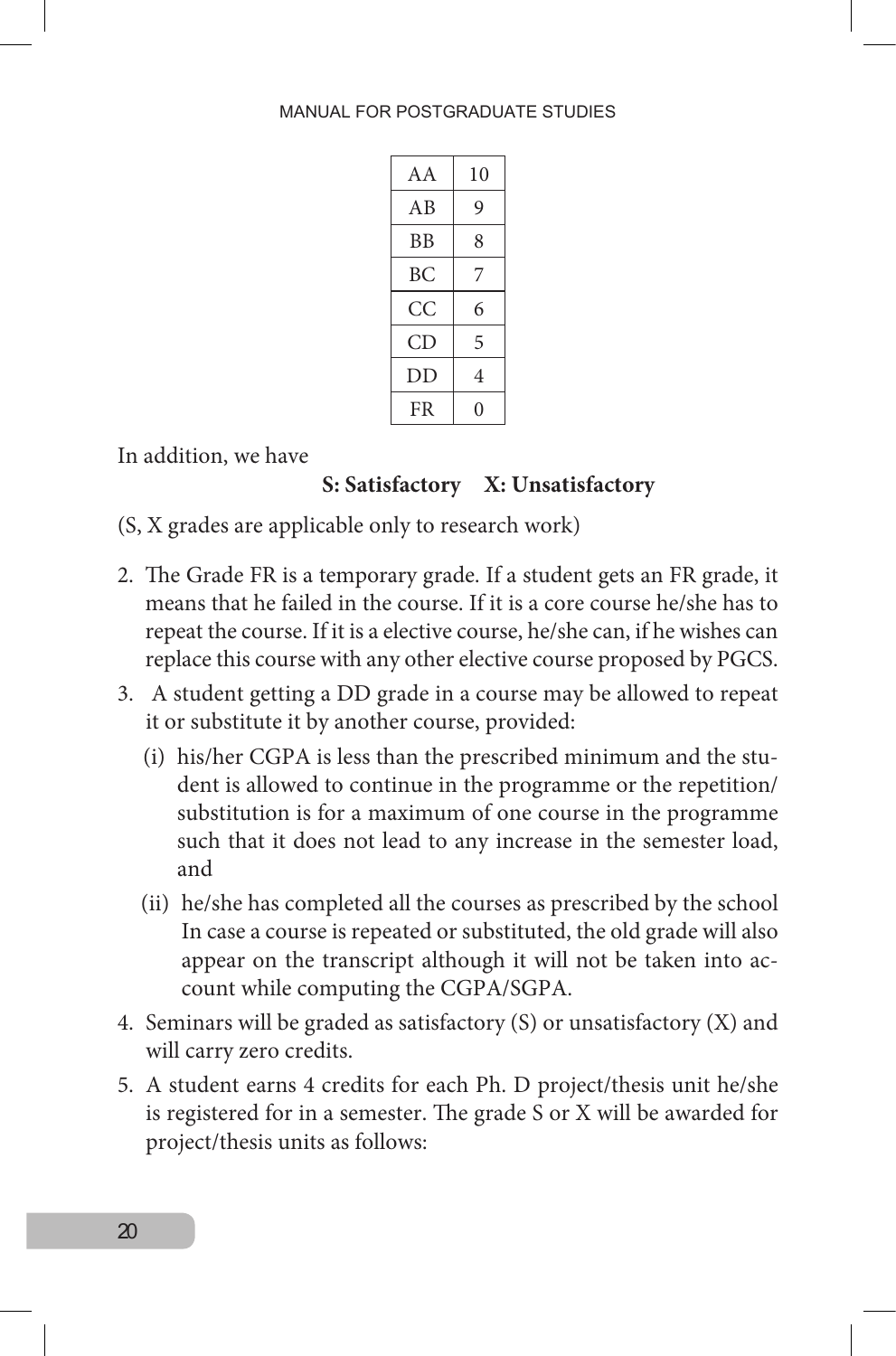| AA | 10 |
|---|---|
| AB | 9 |
| BB | 8 |
| BC | 7 |
| CC | 6 |
| CD | 5 |
| DD | 4 |
| FR | 0 |

In addition, we have

**S: Satisfactory X: Unsatisfactory**

(S, X grades are applicable only to research work)

2. The Grade FR is a temporary grade. If a student gets an FR grade, it means that he failed in the course. If it is a core course he/she has to repeat the course. If it is a elective course, he/she can, if he wishes can replace this course with any other elective course proposed by PGCS.
3. A student getting a DD grade in a course may be allowed to repeat it or substitute it by another course, provided:
   (i) his/her CGPA is less than the prescribed minimum and the student is allowed to continue in the programme or the repetition/substitution is for a maximum of one course in the programme such that it does not lead to any increase in the semester load, and
   (ii) he/she has completed all the courses as prescribed by the school In case a course is repeated or substituted, the old grade will also appear on the transcript although it will not be taken into account while computing the CGPA/SGPA.
4. Seminars will be graded as satisfactory (S) or unsatisfactory (X) and will carry zero credits.
5. A student earns 4 credits for each Ph. D project/thesis unit he/she is registered for in a semester. The grade S or X will be awarded for project/thesis units as follows: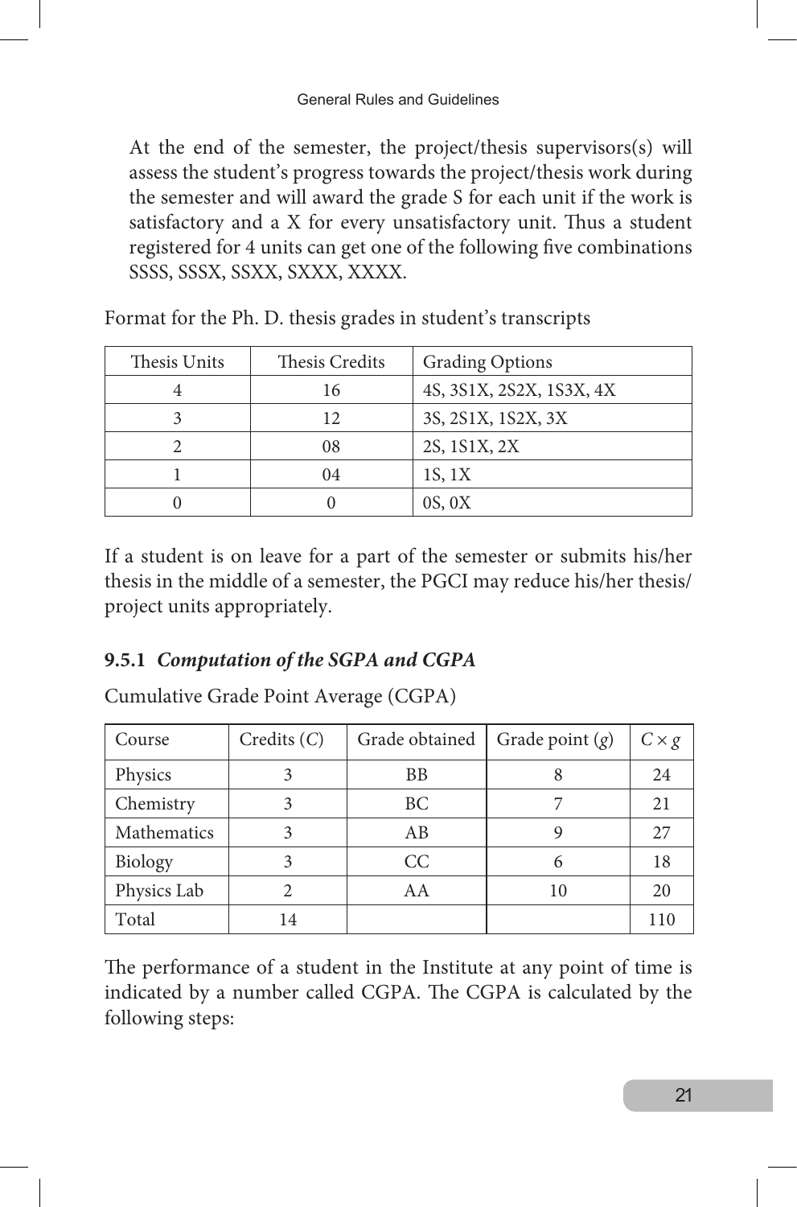At the end of the semester, the project/thesis supervisors(s) will assess the student's progress towards the project/thesis work during the semester and will award the grade S for each unit if the work is satisfactory and a X for every unsatisfactory unit. Thus a student registered for 4 units can get one of the following five combinations SSSS, SSSX, SSXX, SXXX, XXXX.

Format for the Ph. D. thesis grades in student's transcripts

| Thesis Units | Thesis Credits | Grading Options |
|---|---|---|
| 4 | 16 | 4S, 3S1X, 2S2X, 1S3X, 4X |
| 3 | 12 | 3S, 2S1X, 1S2X, 3X |
| 2 | 08 | 2S, 1S1X, 2X |
| 1 | 04 | 1S, 1X |
| 0 | 0 | 0S, 0X |

If a student is on leave for a part of the semester or submits his/her thesis in the middle of a semester, the PGCI may reduce his/her thesis/project units appropriately.

### 9.5.1 *Computation of the SGPA and CGPA*

Cumulative Grade Point Average (CGPA)

| Course | Credits ($C$) | Grade obtained | Grade point ($g$) | $C \times g$ |
|---|---|---|---|---|
| Physics | 3 | BB | 8 | 24 |
| Chemistry | 3 | BC | 7 | 21 |
| Mathematics | 3 | AB | 9 | 27 |
| Biology | 3 | CC | 6 | 18 |
| Physics Lab | 2 | AA | 10 | 20 |
| Total | 14 | | | 110 |

The performance of a student in the Institute at any point of time is indicated by a number called CGPA. The CGPA is calculated by the following steps: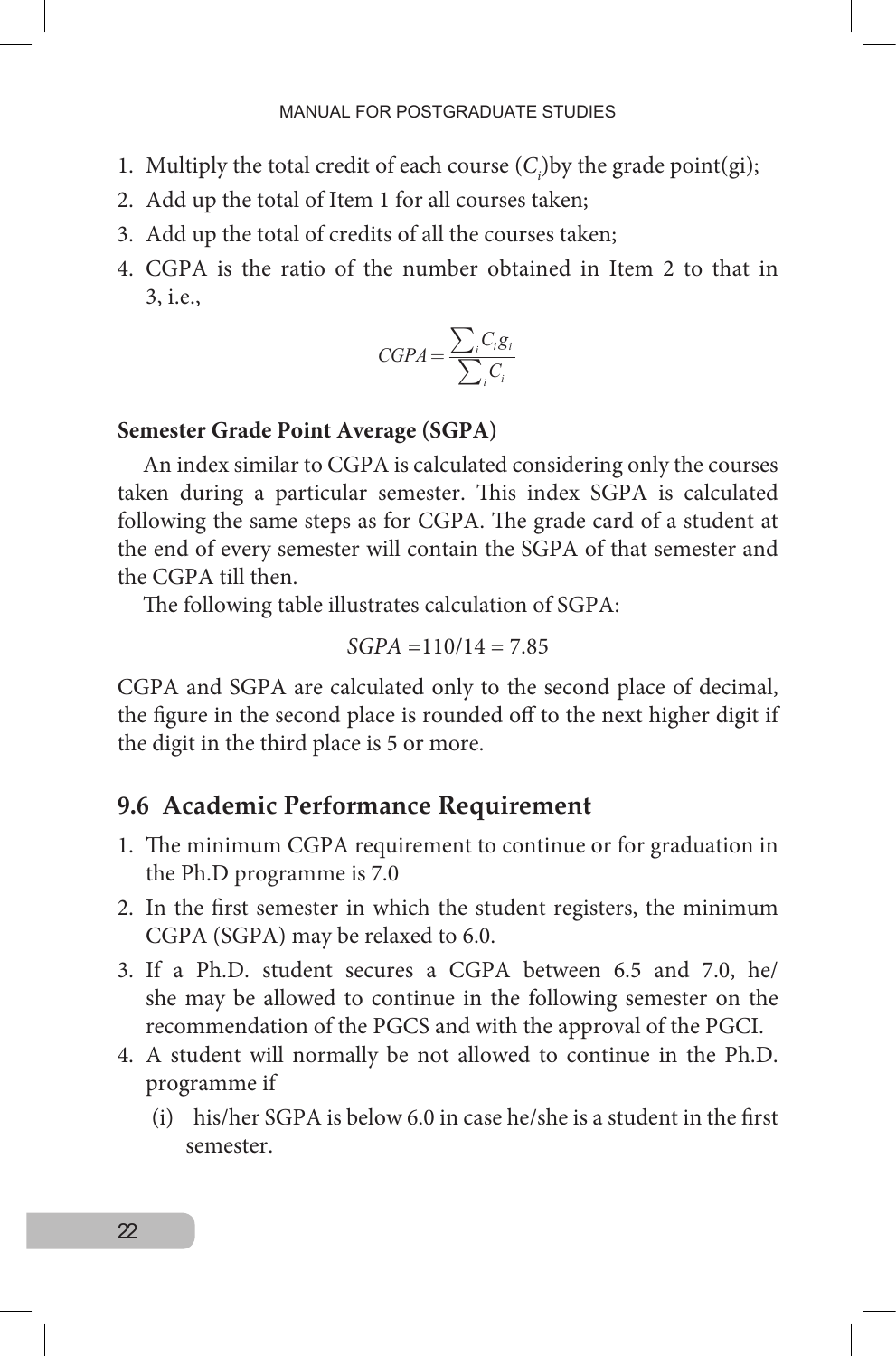1. Multiply the total credit of each course ($C_i$)by the grade point(gi);
2. Add up the total of Item 1 for all courses taken;
3. Add up the total of credits of all the courses taken;
4. CGPA is the ratio of the number obtained in Item 2 to that in 3, i.e.,

$$CGPA = \frac{\sum_i C_i g_i}{\sum_i C_i}$$

**Semester Grade Point Average (SGPA)**

An index similar to CGPA is calculated considering only the courses taken during a particular semester. This index SGPA is calculated following the same steps as for CGPA. The grade card of a student at the end of every semester will contain the SGPA of that semester and the CGPA till then.

The following table illustrates calculation of SGPA:

$$SGPA = 110/14 = 7.85$$

CGPA and SGPA are calculated only to the second place of decimal, the figure in the second place is rounded off to the next higher digit if the digit in the third place is 5 or more.

## 9.6 Academic Performance Requirement

1. The minimum CGPA requirement to continue or for graduation in the Ph.D programme is 7.0
2. In the first semester in which the student registers, the minimum CGPA (SGPA) may be relaxed to 6.0.
3. If a Ph.D. student secures a CGPA between 6.5 and 7.0, he/she may be allowed to continue in the following semester on the recommendation of the PGCS and with the approval of the PGCI.
4. A student will normally be not allowed to continue in the Ph.D. programme if
   (i) his/her SGPA is below 6.0 in case he/she is a student in the first semester.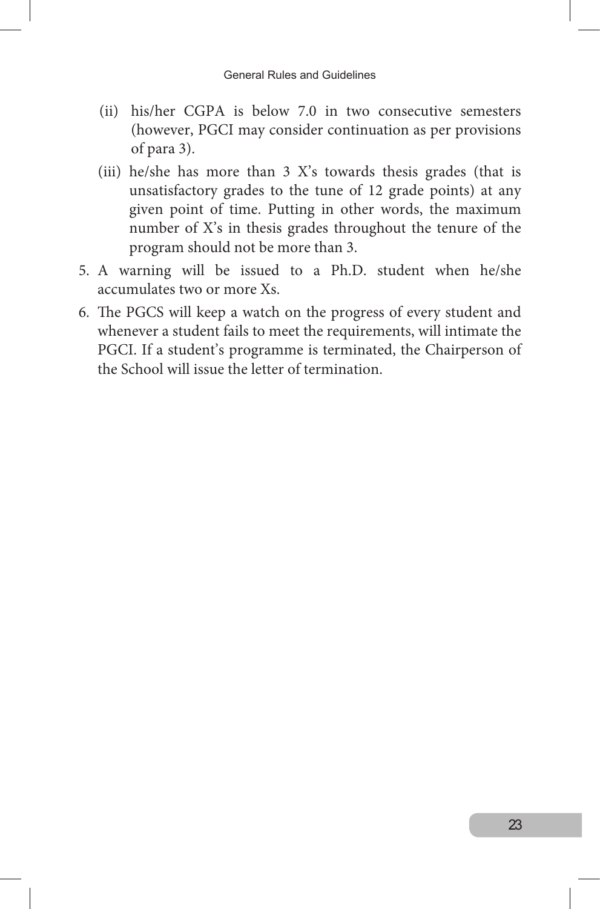(ii) his/her CGPA is below 7.0 in two consecutive semesters (however, PGCI may consider continuation as per provisions of para 3).

(iii) he/she has more than 3 X's towards thesis grades (that is unsatisfactory grades to the tune of 12 grade points) at any given point of time. Putting in other words, the maximum number of X's in thesis grades throughout the tenure of the program should not be more than 3.

5. A warning will be issued to a Ph.D. student when he/she accumulates two or more Xs.
6. The PGCS will keep a watch on the progress of every student and whenever a student fails to meet the requirements, will intimate the PGCI. If a student's programme is terminated, the Chairperson of the School will issue the letter of termination.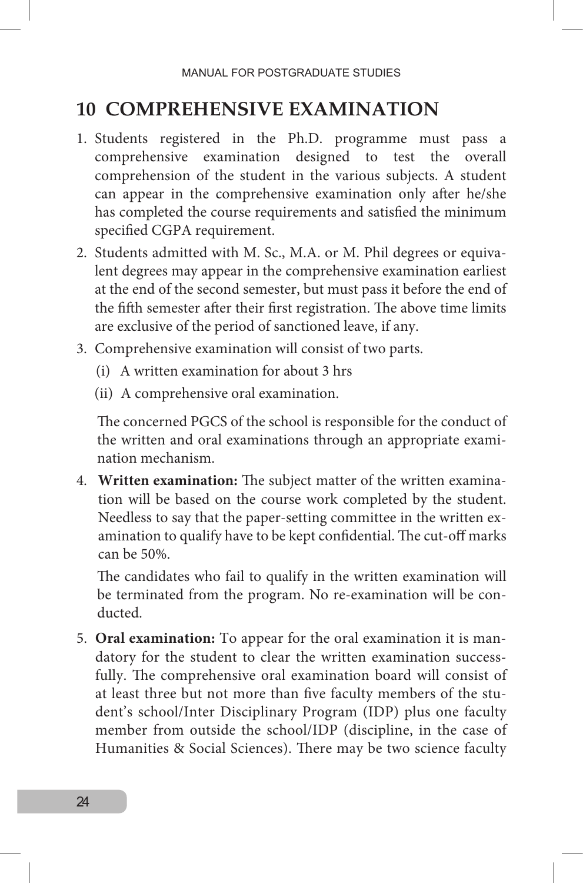# 10 COMPREHENSIVE EXAMINATION

1. Students registered in the Ph.D. programme must pass a comprehensive examination designed to test the overall comprehension of the student in the various subjects. A student can appear in the comprehensive examination only after he/she has completed the course requirements and satisfied the minimum specified CGPA requirement.
2. Students admitted with M. Sc., M.A. or M. Phil degrees or equivalent degrees may appear in the comprehensive examination earliest at the end of the second semester, but must pass it before the end of the fifth semester after their first registration. The above time limits are exclusive of the period of sanctioned leave, if any.
3. Comprehensive examination will consist of two parts.

   (i) A written examination for about 3 hrs

   (ii) A comprehensive oral examination.

   The concerned PGCS of the school is responsible for the conduct of the written and oral examinations through an appropriate examination mechanism.

4. **Written examination:** The subject matter of the written examination will be based on the course work completed by the student. Needless to say that the paper-setting committee in the written examination to qualify have to be kept confidential. The cut-off marks can be 50%.

   The candidates who fail to qualify in the written examination will be terminated from the program. No re-examination will be conducted.

5. **Oral examination:** To appear for the oral examination it is mandatory for the student to clear the written examination successfully. The comprehensive oral examination board will consist of at least three but not more than five faculty members of the student's school/Inter Disciplinary Program (IDP) plus one faculty member from outside the school/IDP (discipline, in the case of Humanities & Social Sciences). There may be two science faculty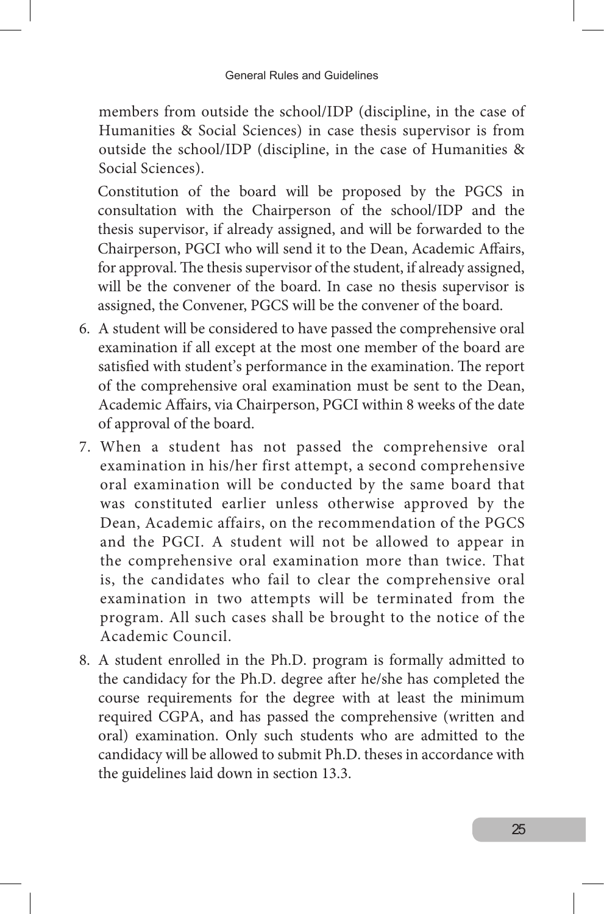members from outside the school/IDP (discipline, in the case of Humanities & Social Sciences) in case thesis supervisor is from outside the school/IDP (discipline, in the case of Humanities & Social Sciences).

Constitution of the board will be proposed by the PGCS in consultation with the Chairperson of the school/IDP and the thesis supervisor, if already assigned, and will be forwarded to the Chairperson, PGCI who will send it to the Dean, Academic Affairs, for approval. The thesis supervisor of the student, if already assigned, will be the convener of the board. In case no thesis supervisor is assigned, the Convener, PGCS will be the convener of the board.

6. A student will be considered to have passed the comprehensive oral examination if all except at the most one member of the board are satisfied with student's performance in the examination. The report of the comprehensive oral examination must be sent to the Dean, Academic Affairs, via Chairperson, PGCI within 8 weeks of the date of approval of the board.
7. When a student has not passed the comprehensive oral examination in his/her first attempt, a second comprehensive oral examination will be conducted by the same board that was constituted earlier unless otherwise approved by the Dean, Academic affairs, on the recommendation of the PGCS and the PGCI. A student will not be allowed to appear in the comprehensive oral examination more than twice. That is, the candidates who fail to clear the comprehensive oral examination in two attempts will be terminated from the program. All such cases shall be brought to the notice of the Academic Council.
8. A student enrolled in the Ph.D. program is formally admitted to the candidacy for the Ph.D. degree after he/she has completed the course requirements for the degree with at least the minimum required CGPA, and has passed the comprehensive (written and oral) examination. Only such students who are admitted to the candidacy will be allowed to submit Ph.D. theses in accordance with the guidelines laid down in section 13.3.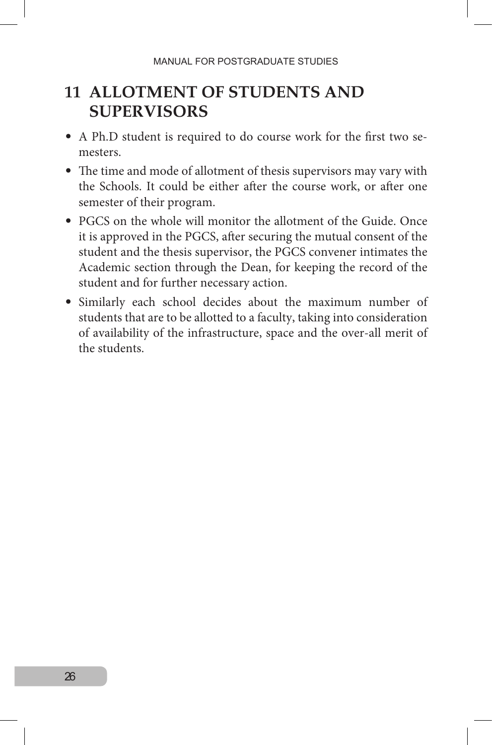# 11 ALLOTMENT OF STUDENTS AND SUPERVISORS

- A Ph.D student is required to do course work for the first two semesters.
- The time and mode of allotment of thesis supervisors may vary with the Schools. It could be either after the course work, or after one semester of their program.
- PGCS on the whole will monitor the allotment of the Guide. Once it is approved in the PGCS, after securing the mutual consent of the student and the thesis supervisor, the PGCS convener intimates the Academic section through the Dean, for keeping the record of the student and for further necessary action.
- Similarly each school decides about the maximum number of students that are to be allotted to a faculty, taking into consideration of availability of the infrastructure, space and the over-all merit of the students.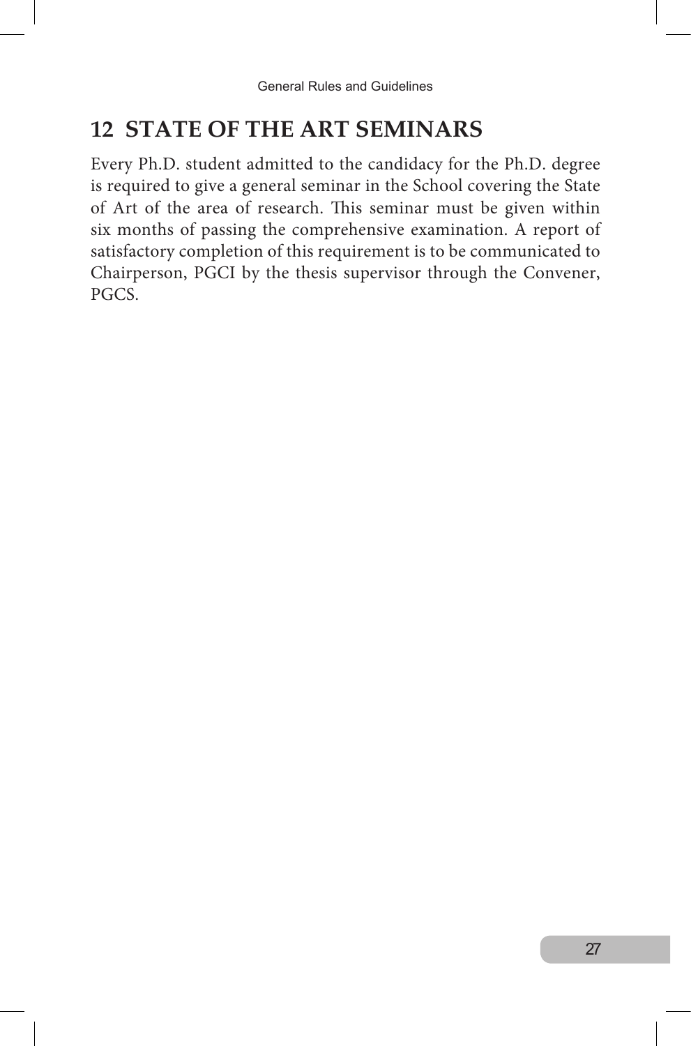## 12 STATE OF THE ART SEMINARS

Every Ph.D. student admitted to the candidacy for the Ph.D. degree is required to give a general seminar in the School covering the State of Art of the area of research. This seminar must be given within six months of passing the comprehensive examination. A report of satisfactory completion of this requirement is to be communicated to Chairperson, PGCI by the thesis supervisor through the Convener, PGCS.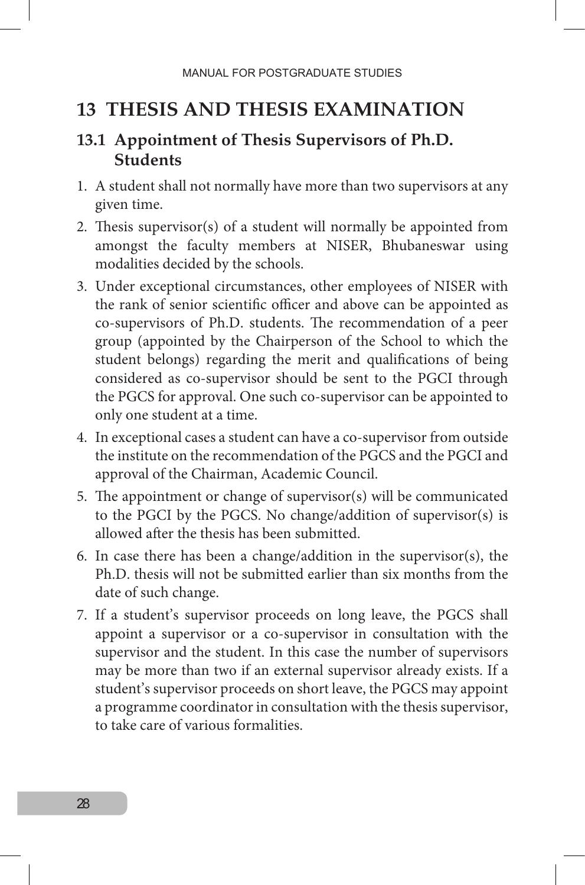# 13 THESIS AND THESIS EXAMINATION

## 13.1 Appointment of Thesis Supervisors of Ph.D. Students

1. A student shall not normally have more than two supervisors at any given time.
2. Thesis supervisor(s) of a student will normally be appointed from amongst the faculty members at NISER, Bhubaneswar using modalities decided by the schools.
3. Under exceptional circumstances, other employees of NISER with the rank of senior scientific officer and above can be appointed as co-supervisors of Ph.D. students. The recommendation of a peer group (appointed by the Chairperson of the School to which the student belongs) regarding the merit and qualifications of being considered as co-supervisor should be sent to the PGCI through the PGCS for approval. One such co-supervisor can be appointed to only one student at a time.
4. In exceptional cases a student can have a co-supervisor from outside the institute on the recommendation of the PGCS and the PGCI and approval of the Chairman, Academic Council.
5. The appointment or change of supervisor(s) will be communicated to the PGCI by the PGCS. No change/addition of supervisor(s) is allowed after the thesis has been submitted.
6. In case there has been a change/addition in the supervisor(s), the Ph.D. thesis will not be submitted earlier than six months from the date of such change.
7. If a student's supervisor proceeds on long leave, the PGCS shall appoint a supervisor or a co-supervisor in consultation with the supervisor and the student. In this case the number of supervisors may be more than two if an external supervisor already exists. If a student's supervisor proceeds on short leave, the PGCS may appoint a programme coordinator in consultation with the thesis supervisor, to take care of various formalities.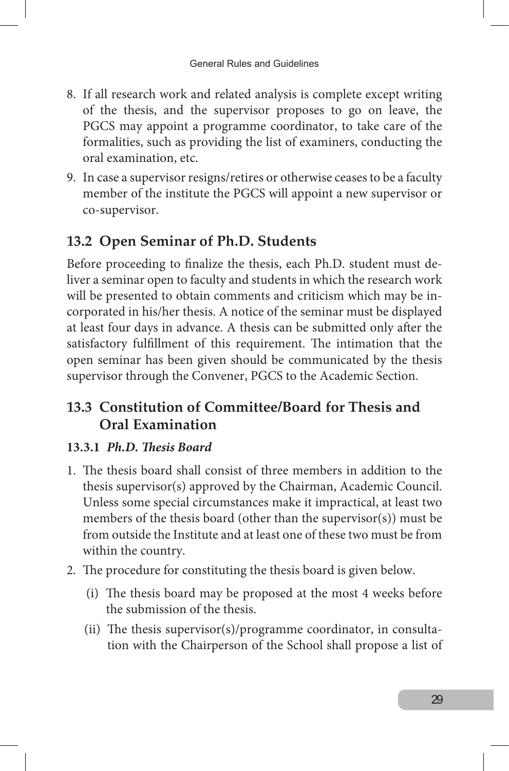8. If all research work and related analysis is complete except writing of the thesis, and the supervisor proposes to go on leave, the PGCS may appoint a programme coordinator, to take care of the formalities, such as providing the list of examiners, conducting the oral examination, etc.
9. In case a supervisor resigns/retires or otherwise ceases to be a faculty member of the institute the PGCS will appoint a new supervisor or co-supervisor.

## 13.2 Open Seminar of Ph.D. Students

Before proceeding to finalize the thesis, each Ph.D. student must deliver a seminar open to faculty and students in which the research work will be presented to obtain comments and criticism which may be incorporated in his/her thesis. A notice of the seminar must be displayed at least four days in advance. A thesis can be submitted only after the satisfactory fulfillment of this requirement. The intimation that the open seminar has been given should be communicated by the thesis supervisor through the Convener, PGCS to the Academic Section.

## 13.3 Constitution of Committee/Board for Thesis and Oral Examination

### 13.3.1 *Ph.D. Thesis Board*

1. The thesis board shall consist of three members in addition to the thesis supervisor(s) approved by the Chairman, Academic Council. Unless some special circumstances make it impractical, at least two members of the thesis board (other than the supervisor(s)) must be from outside the Institute and at least one of these two must be from within the country.
2. The procedure for constituting the thesis board is given below.
   - (i) The thesis board may be proposed at the most 4 weeks before the submission of the thesis.
   - (ii) The thesis supervisor(s)/programme coordinator, in consultation with the Chairperson of the School shall propose a list of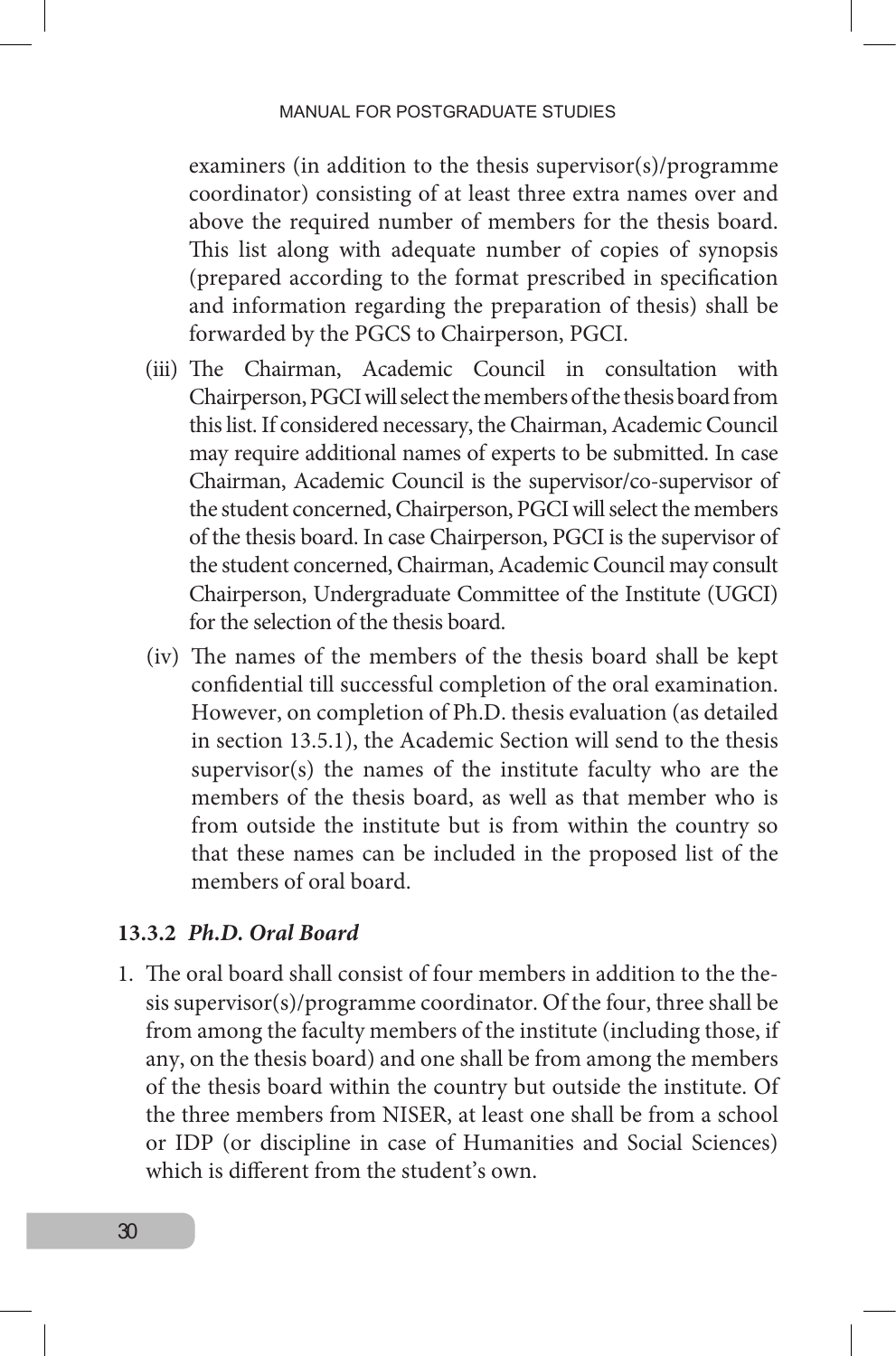examiners (in addition to the thesis supervisor(s)/programme coordinator) consisting of at least three extra names over and above the required number of members for the thesis board. This list along with adequate number of copies of synopsis (prepared according to the format prescribed in specification and information regarding the preparation of thesis) shall be forwarded by the PGCS to Chairperson, PGCI.

(iii) The Chairman, Academic Council in consultation with Chairperson, PGCI will select the members of the thesis board from this list. If considered necessary, the Chairman, Academic Council may require additional names of experts to be submitted. In case Chairman, Academic Council is the supervisor/co-supervisor of the student concerned, Chairperson, PGCI will select the members of the thesis board. In case Chairperson, PGCI is the supervisor of the student concerned, Chairman, Academic Council may consult Chairperson, Undergraduate Committee of the Institute (UGCI) for the selection of the thesis board.

(iv) The names of the members of the thesis board shall be kept confidential till successful completion of the oral examination. However, on completion of Ph.D. thesis evaluation (as detailed in section 13.5.1), the Academic Section will send to the thesis supervisor(s) the names of the institute faculty who are the members of the thesis board, as well as that member who is from outside the institute but is from within the country so that these names can be included in the proposed list of the members of oral board.

### 13.3.2 *Ph.D. Oral Board*

1. The oral board shall consist of four members in addition to the thesis supervisor(s)/programme coordinator. Of the four, three shall be from among the faculty members of the institute (including those, if any, on the thesis board) and one shall be from among the members of the thesis board within the country but outside the institute. Of the three members from NISER, at least one shall be from a school or IDP (or discipline in case of Humanities and Social Sciences) which is different from the student's own.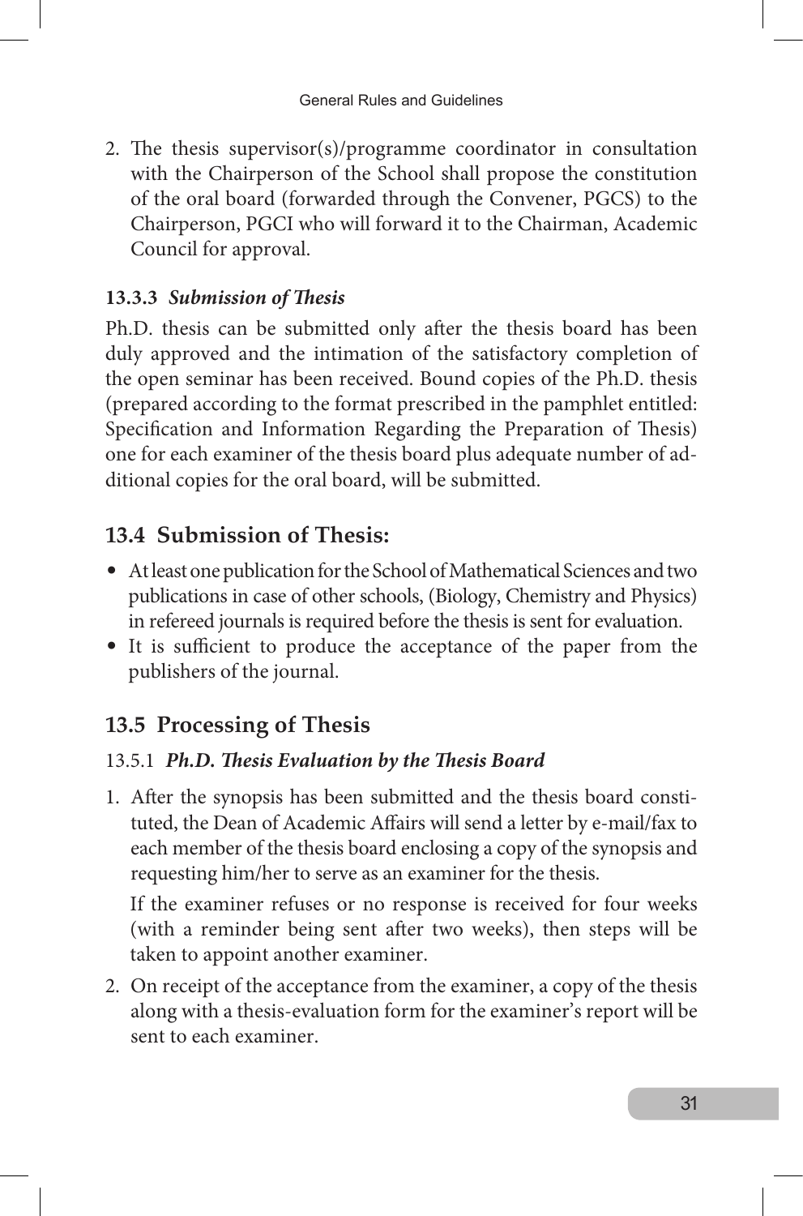2. The thesis supervisor(s)/programme coordinator in consultation with the Chairperson of the School shall propose the constitution of the oral board (forwarded through the Convener, PGCS) to the Chairperson, PGCI who will forward it to the Chairman, Academic Council for approval.

#### 13.3.3 *Submission of Thesis*

Ph.D. thesis can be submitted only after the thesis board has been duly approved and the intimation of the satisfactory completion of the open seminar has been received. Bound copies of the Ph.D. thesis (prepared according to the format prescribed in the pamphlet entitled: Specification and Information Regarding the Preparation of Thesis) one for each examiner of the thesis board plus adequate number of additional copies for the oral board, will be submitted.

## 13.4 Submission of Thesis:

- At least one publication for the School of Mathematical Sciences and two publications in case of other schools, (Biology, Chemistry and Physics) in refereed journals is required before the thesis is sent for evaluation.
- It is sufficient to produce the acceptance of the paper from the publishers of the journal.

## 13.5 Processing of Thesis

#### 13.5.1 *Ph.D. Thesis Evaluation by the Thesis Board*

1. After the synopsis has been submitted and the thesis board constituted, the Dean of Academic Affairs will send a letter by e-mail/fax to each member of the thesis board enclosing a copy of the synopsis and requesting him/her to serve as an examiner for the thesis.

   If the examiner refuses or no response is received for four weeks (with a reminder being sent after two weeks), then steps will be taken to appoint another examiner.

2. On receipt of the acceptance from the examiner, a copy of the thesis along with a thesis-evaluation form for the examiner's report will be sent to each examiner.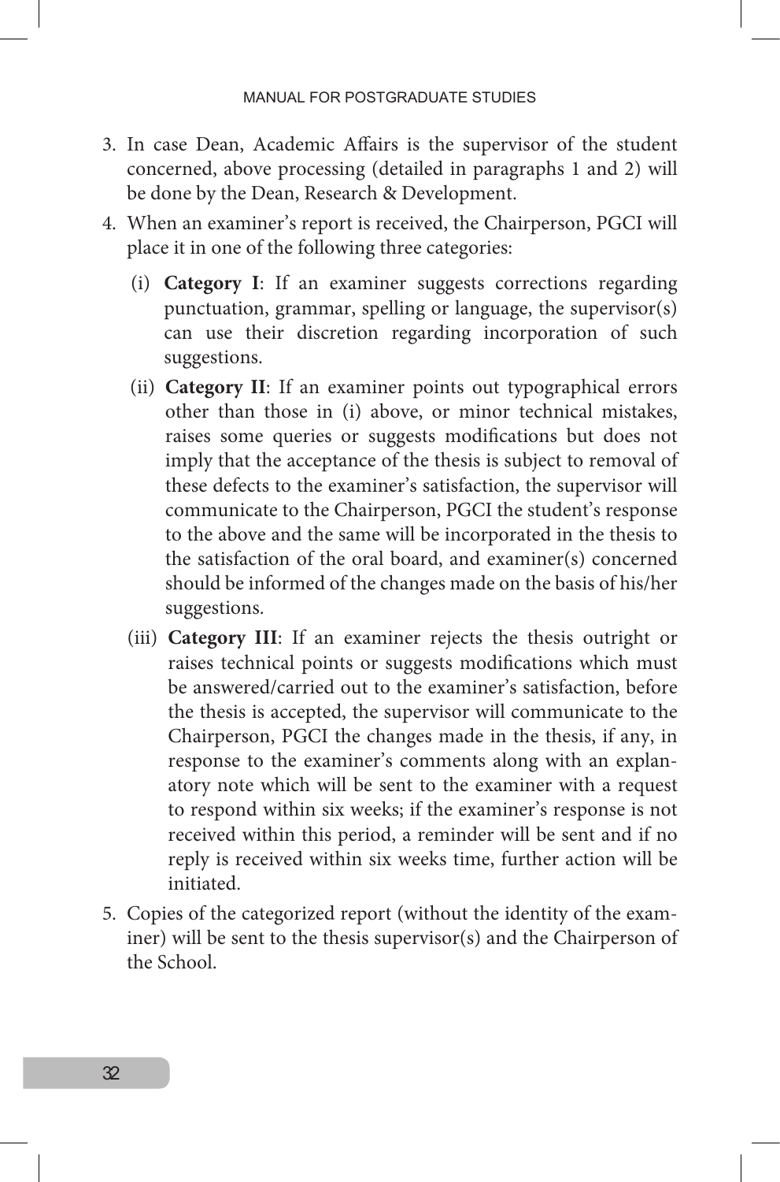3. In case Dean, Academic Affairs is the supervisor of the student concerned, above processing (detailed in paragraphs 1 and 2) will be done by the Dean, Research & Development.
4. When an examiner's report is received, the Chairperson, PGCI will place it in one of the following three categories:
   - (i) **Category I**: If an examiner suggests corrections regarding punctuation, grammar, spelling or language, the supervisor(s) can use their discretion regarding incorporation of such suggestions.
   - (ii) **Category II**: If an examiner points out typographical errors other than those in (i) above, or minor technical mistakes, raises some queries or suggests modifications but does not imply that the acceptance of the thesis is subject to removal of these defects to the examiner's satisfaction, the supervisor will communicate to the Chairperson, PGCI the student's response to the above and the same will be incorporated in the thesis to the satisfaction of the oral board, and examiner(s) concerned should be informed of the changes made on the basis of his/her suggestions.
   - (iii) **Category III**: If an examiner rejects the thesis outright or raises technical points or suggests modifications which must be answered/carried out to the examiner's satisfaction, before the thesis is accepted, the supervisor will communicate to the Chairperson, PGCI the changes made in the thesis, if any, in response to the examiner's comments along with an explanatory note which will be sent to the examiner with a request to respond within six weeks; if the examiner's response is not received within this period, a reminder will be sent and if no reply is received within six weeks time, further action will be initiated.
5. Copies of the categorized report (without the identity of the examiner) will be sent to the thesis supervisor(s) and the Chairperson of the School.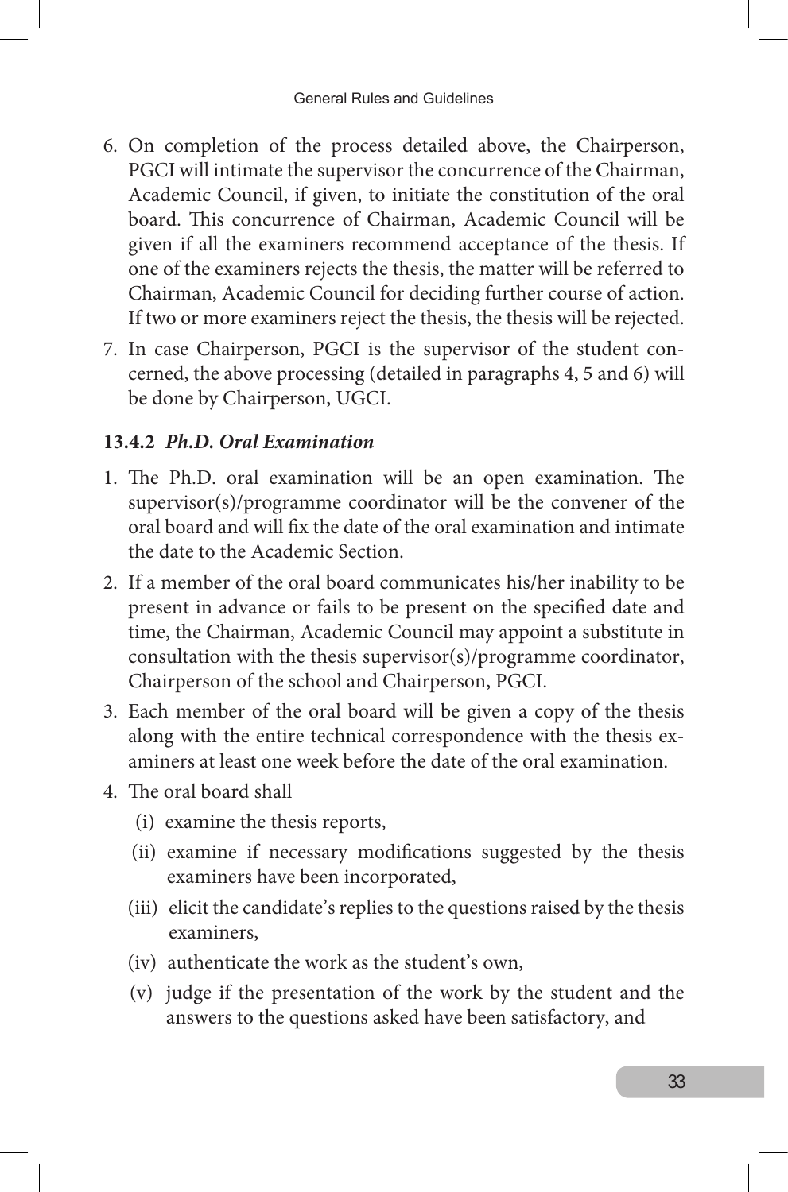6. On completion of the process detailed above, the Chairperson, PGCI will intimate the supervisor the concurrence of the Chairman, Academic Council, if given, to initiate the constitution of the oral board. This concurrence of Chairman, Academic Council will be given if all the examiners recommend acceptance of the thesis. If one of the examiners rejects the thesis, the matter will be referred to Chairman, Academic Council for deciding further course of action. If two or more examiners reject the thesis, the thesis will be rejected.
7. In case Chairperson, PGCI is the supervisor of the student concerned, the above processing (detailed in paragraphs 4, 5 and 6) will be done by Chairperson, UGCI.

### 13.4.2 *Ph.D. Oral Examination*

1. The Ph.D. oral examination will be an open examination. The supervisor(s)/programme coordinator will be the convener of the oral board and will fix the date of the oral examination and intimate the date to the Academic Section.
2. If a member of the oral board communicates his/her inability to be present in advance or fails to be present on the specified date and time, the Chairman, Academic Council may appoint a substitute in consultation with the thesis supervisor(s)/programme coordinator, Chairperson of the school and Chairperson, PGCI.
3. Each member of the oral board will be given a copy of the thesis along with the entire technical correspondence with the thesis examiners at least one week before the date of the oral examination.
4. The oral board shall
   - (i) examine the thesis reports,
   - (ii) examine if necessary modifications suggested by the thesis examiners have been incorporated,
   - (iii) elicit the candidate's replies to the questions raised by the thesis examiners,
   - (iv) authenticate the work as the student's own,
   - (v) judge if the presentation of the work by the student and the answers to the questions asked have been satisfactory, and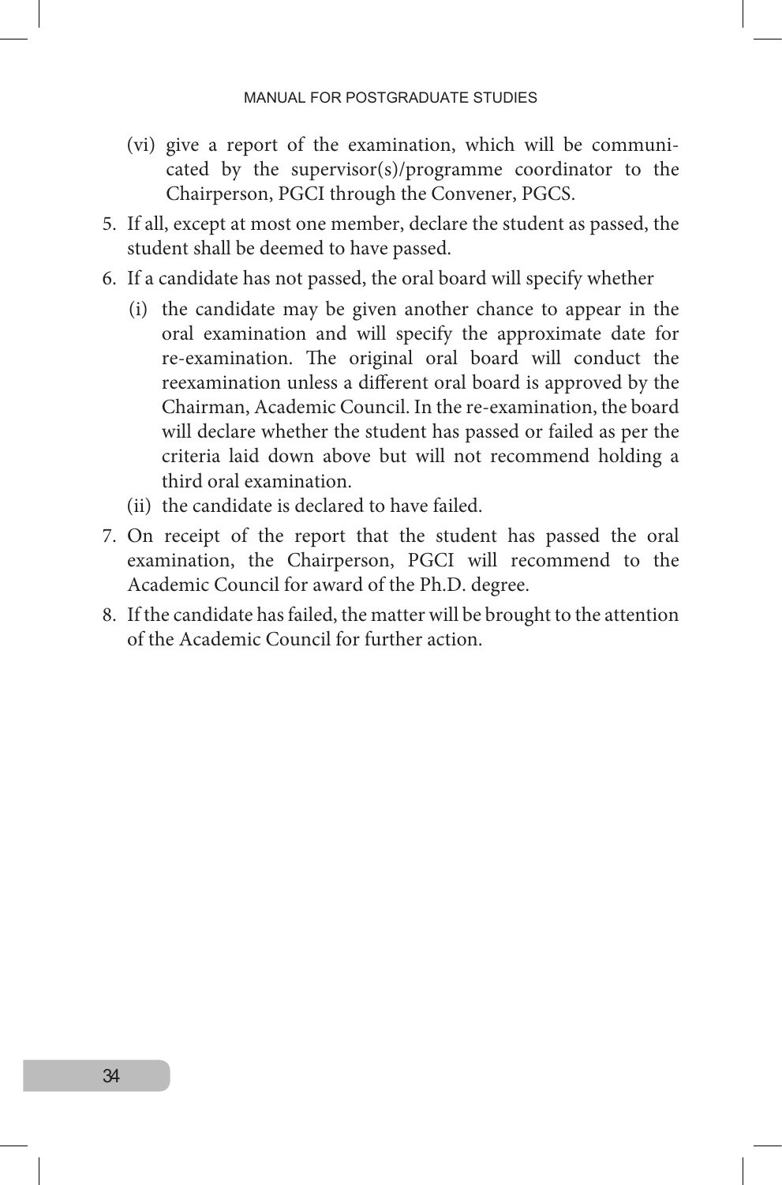(vi) give a report of the examination, which will be communicated by the supervisor(s)/programme coordinator to the Chairperson, PGCI through the Convener, PGCS.

5. If all, except at most one member, declare the student as passed, the student shall be deemed to have passed.
6. If a candidate has not passed, the oral board will specify whether
   (i) the candidate may be given another chance to appear in the oral examination and will specify the approximate date for re-examination. The original oral board will conduct the reexamination unless a different oral board is approved by the Chairman, Academic Council. In the re-examination, the board will declare whether the student has passed or failed as per the criteria laid down above but will not recommend holding a third oral examination.
   (ii) the candidate is declared to have failed.
7. On receipt of the report that the student has passed the oral examination, the Chairperson, PGCI will recommend to the Academic Council for award of the Ph.D. degree.
8. If the candidate has failed, the matter will be brought to the attention of the Academic Council for further action.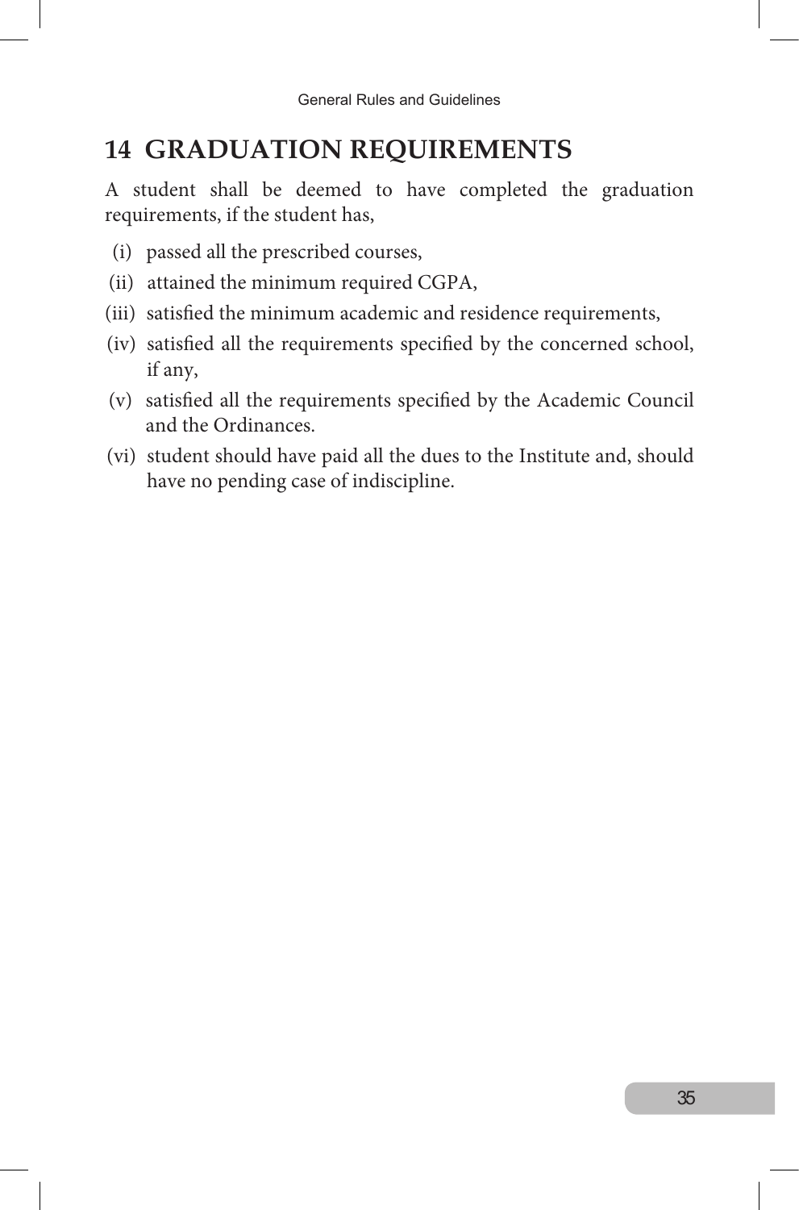# 14 GRADUATION REQUIREMENTS

A student shall be deemed to have completed the graduation requirements, if the student has,

(i) passed all the prescribed courses,

(ii) attained the minimum required CGPA,

(iii) satisfied the minimum academic and residence requirements,

(iv) satisfied all the requirements specified by the concerned school, if any,

(v) satisfied all the requirements specified by the Academic Council and the Ordinances.

(vi) student should have paid all the dues to the Institute and, should have no pending case of indiscipline.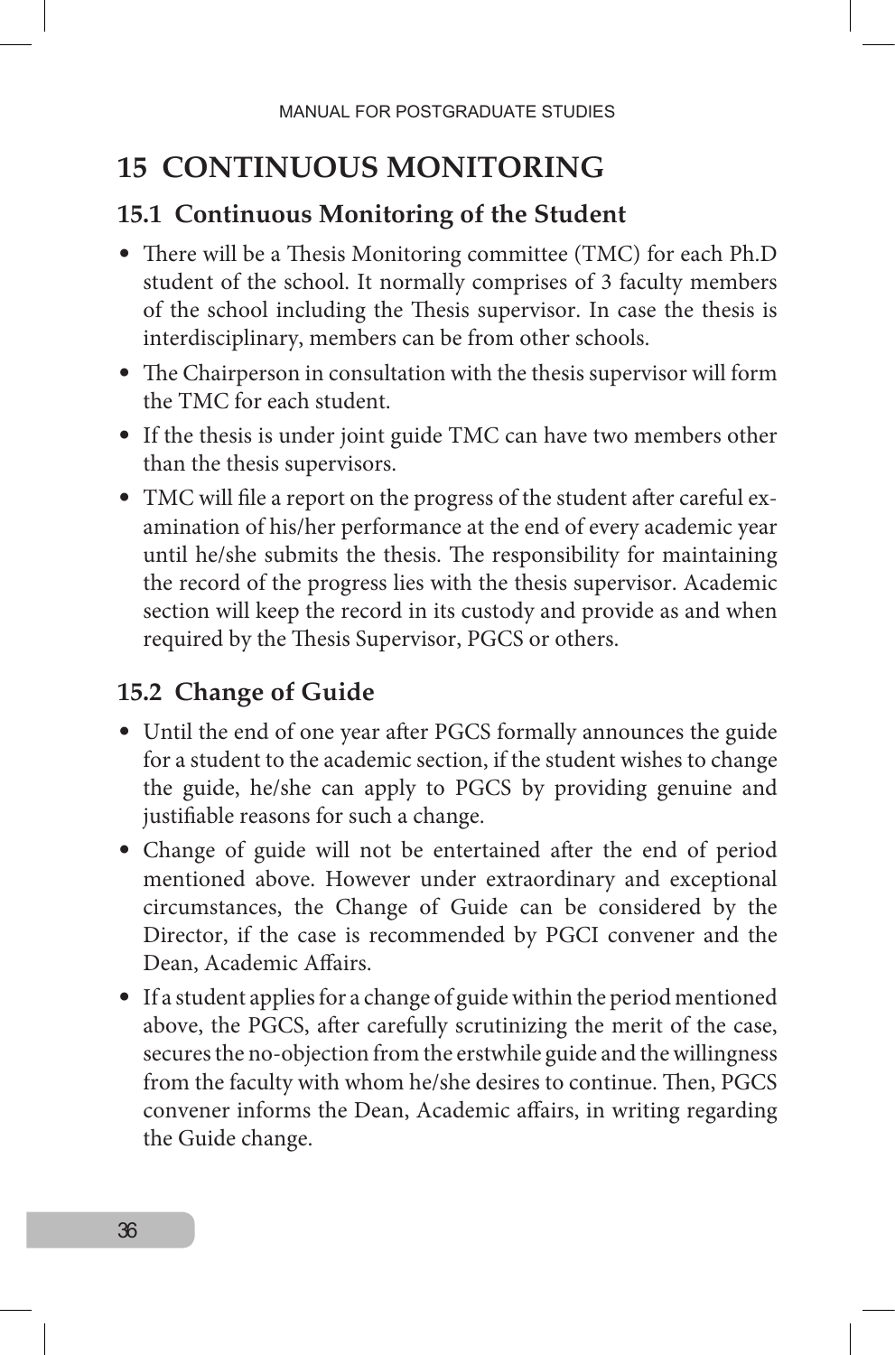# 15 CONTINUOUS MONITORING

## 15.1 Continuous Monitoring of the Student

- There will be a Thesis Monitoring committee (TMC) for each Ph.D student of the school. It normally comprises of 3 faculty members of the school including the Thesis supervisor. In case the thesis is interdisciplinary, members can be from other schools.
- The Chairperson in consultation with the thesis supervisor will form the TMC for each student.
- If the thesis is under joint guide TMC can have two members other than the thesis supervisors.
- TMC will file a report on the progress of the student after careful examination of his/her performance at the end of every academic year until he/she submits the thesis. The responsibility for maintaining the record of the progress lies with the thesis supervisor. Academic section will keep the record in its custody and provide as and when required by the Thesis Supervisor, PGCS or others.

## 15.2 Change of Guide

- Until the end of one year after PGCS formally announces the guide for a student to the academic section, if the student wishes to change the guide, he/she can apply to PGCS by providing genuine and justifiable reasons for such a change.
- Change of guide will not be entertained after the end of period mentioned above. However under extraordinary and exceptional circumstances, the Change of Guide can be considered by the Director, if the case is recommended by PGCI convener and the Dean, Academic Affairs.
- If a student applies for a change of guide within the period mentioned above, the PGCS, after carefully scrutinizing the merit of the case, secures the no-objection from the erstwhile guide and the willingness from the faculty with whom he/she desires to continue. Then, PGCS convener informs the Dean, Academic affairs, in writing regarding the Guide change.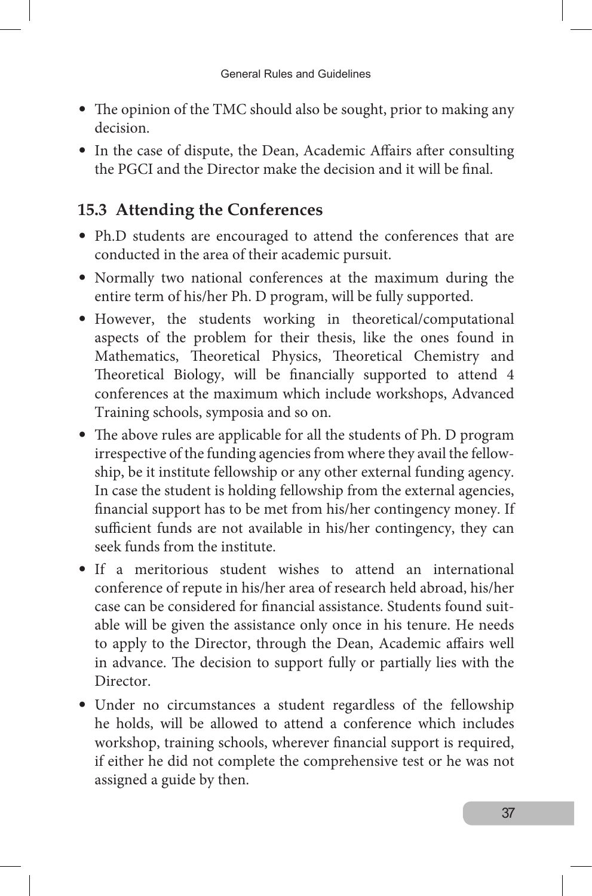- The opinion of the TMC should also be sought, prior to making any decision.
- In the case of dispute, the Dean, Academic Affairs after consulting the PGCI and the Director make the decision and it will be final.

## 15.3 Attending the Conferences

- Ph.D students are encouraged to attend the conferences that are conducted in the area of their academic pursuit.
- Normally two national conferences at the maximum during the entire term of his/her Ph. D program, will be fully supported.
- However, the students working in theoretical/computational aspects of the problem for their thesis, like the ones found in Mathematics, Theoretical Physics, Theoretical Chemistry and Theoretical Biology, will be financially supported to attend 4 conferences at the maximum which include workshops, Advanced Training schools, symposia and so on.
- The above rules are applicable for all the students of Ph. D program irrespective of the funding agencies from where they avail the fellowship, be it institute fellowship or any other external funding agency. In case the student is holding fellowship from the external agencies, financial support has to be met from his/her contingency money. If sufficient funds are not available in his/her contingency, they can seek funds from the institute.
- If a meritorious student wishes to attend an international conference of repute in his/her area of research held abroad, his/her case can be considered for financial assistance. Students found suitable will be given the assistance only once in his tenure. He needs to apply to the Director, through the Dean, Academic affairs well in advance. The decision to support fully or partially lies with the Director.
- Under no circumstances a student regardless of the fellowship he holds, will be allowed to attend a conference which includes workshop, training schools, wherever financial support is required, if either he did not complete the comprehensive test or he was not assigned a guide by then.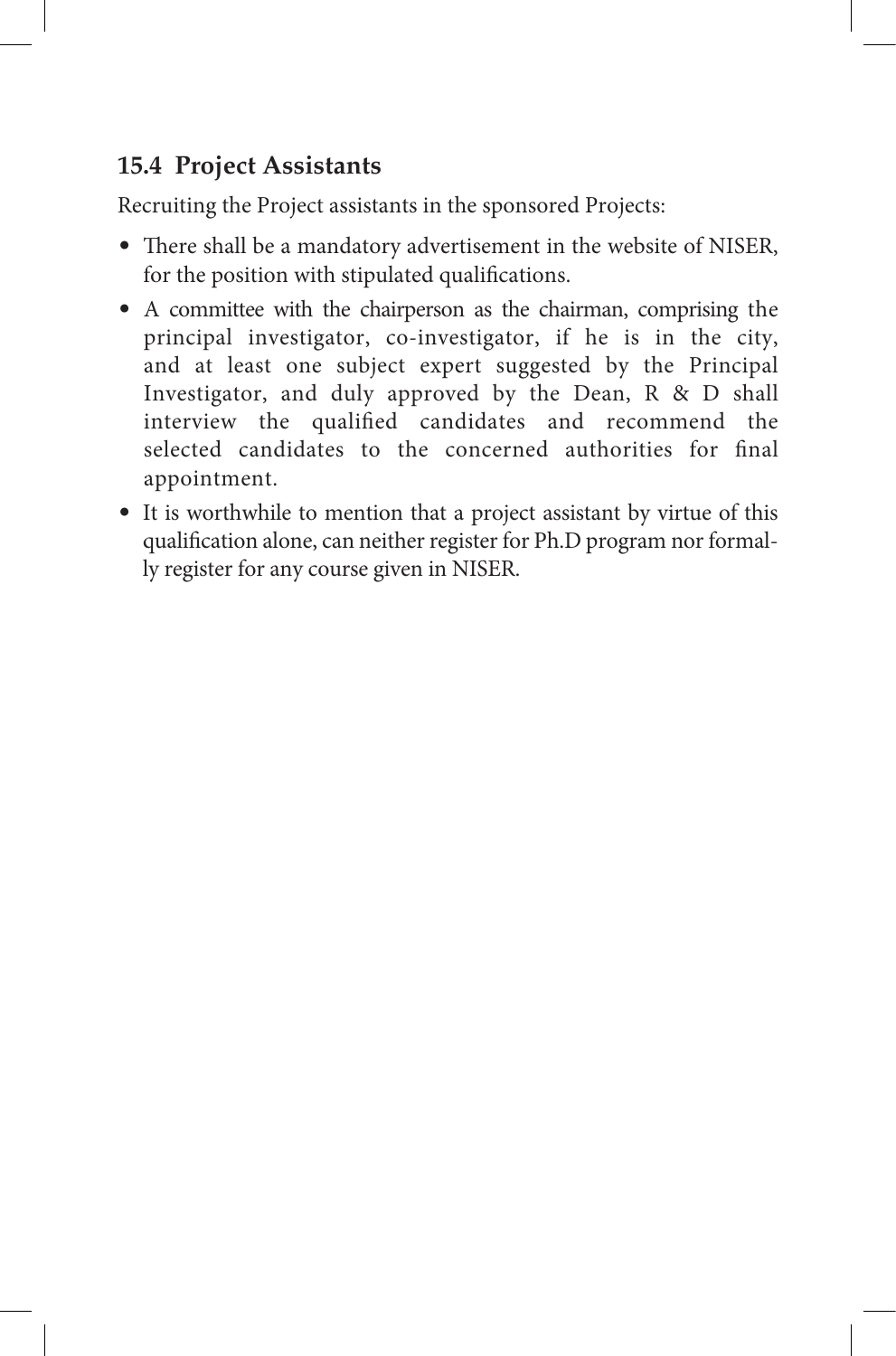## 15.4 Project Assistants

Recruiting the Project assistants in the sponsored Projects:

- There shall be a mandatory advertisement in the website of NISER, for the position with stipulated qualifications.
- A committee with the chairperson as the chairman, comprising the principal investigator, co-investigator, if he is in the city, and at least one subject expert suggested by the Principal Investigator, and duly approved by the Dean, R & D shall interview the qualified candidates and recommend the selected candidates to the concerned authorities for final appointment.
- It is worthwhile to mention that a project assistant by virtue of this qualification alone, can neither register for Ph.D program nor formally register for any course given in NISER.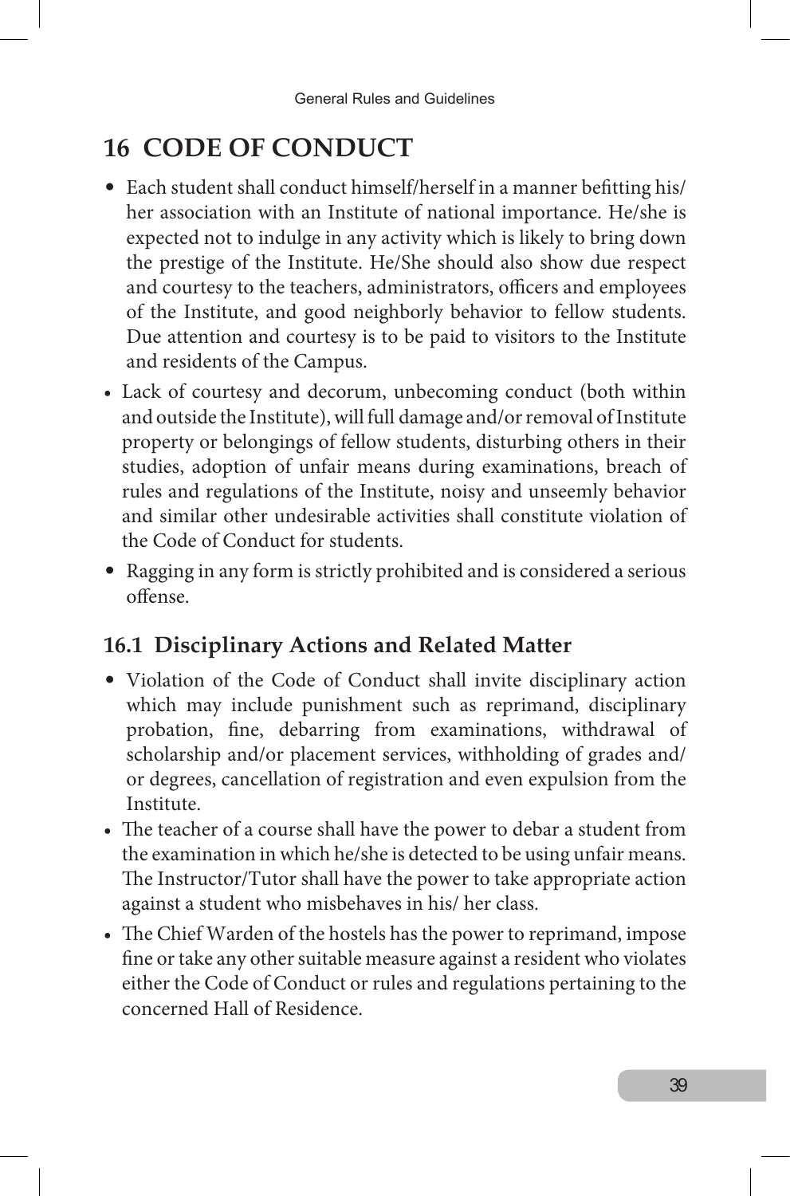## 16 CODE OF CONDUCT

- Each student shall conduct himself/herself in a manner befitting his/her association with an Institute of national importance. He/she is expected not to indulge in any activity which is likely to bring down the prestige of the Institute. He/She should also show due respect and courtesy to the teachers, administrators, officers and employees of the Institute, and good neighborly behavior to fellow students. Due attention and courtesy is to be paid to visitors to the Institute and residents of the Campus.
- Lack of courtesy and decorum, unbecoming conduct (both within and outside the Institute), will full damage and/or removal of Institute property or belongings of fellow students, disturbing others in their studies, adoption of unfair means during examinations, breach of rules and regulations of the Institute, noisy and unseemly behavior and similar other undesirable activities shall constitute violation of the Code of Conduct for students.
- Ragging in any form is strictly prohibited and is considered a serious offense.

### 16.1 Disciplinary Actions and Related Matter

- Violation of the Code of Conduct shall invite disciplinary action which may include punishment such as reprimand, disciplinary probation, fine, debarring from examinations, withdrawal of scholarship and/or placement services, withholding of grades and/or degrees, cancellation of registration and even expulsion from the Institute.
- The teacher of a course shall have the power to debar a student from the examination in which he/she is detected to be using unfair means. The Instructor/Tutor shall have the power to take appropriate action against a student who misbehaves in his/ her class.
- The Chief Warden of the hostels has the power to reprimand, impose fine or take any other suitable measure against a resident who violates either the Code of Conduct or rules and regulations pertaining to the concerned Hall of Residence.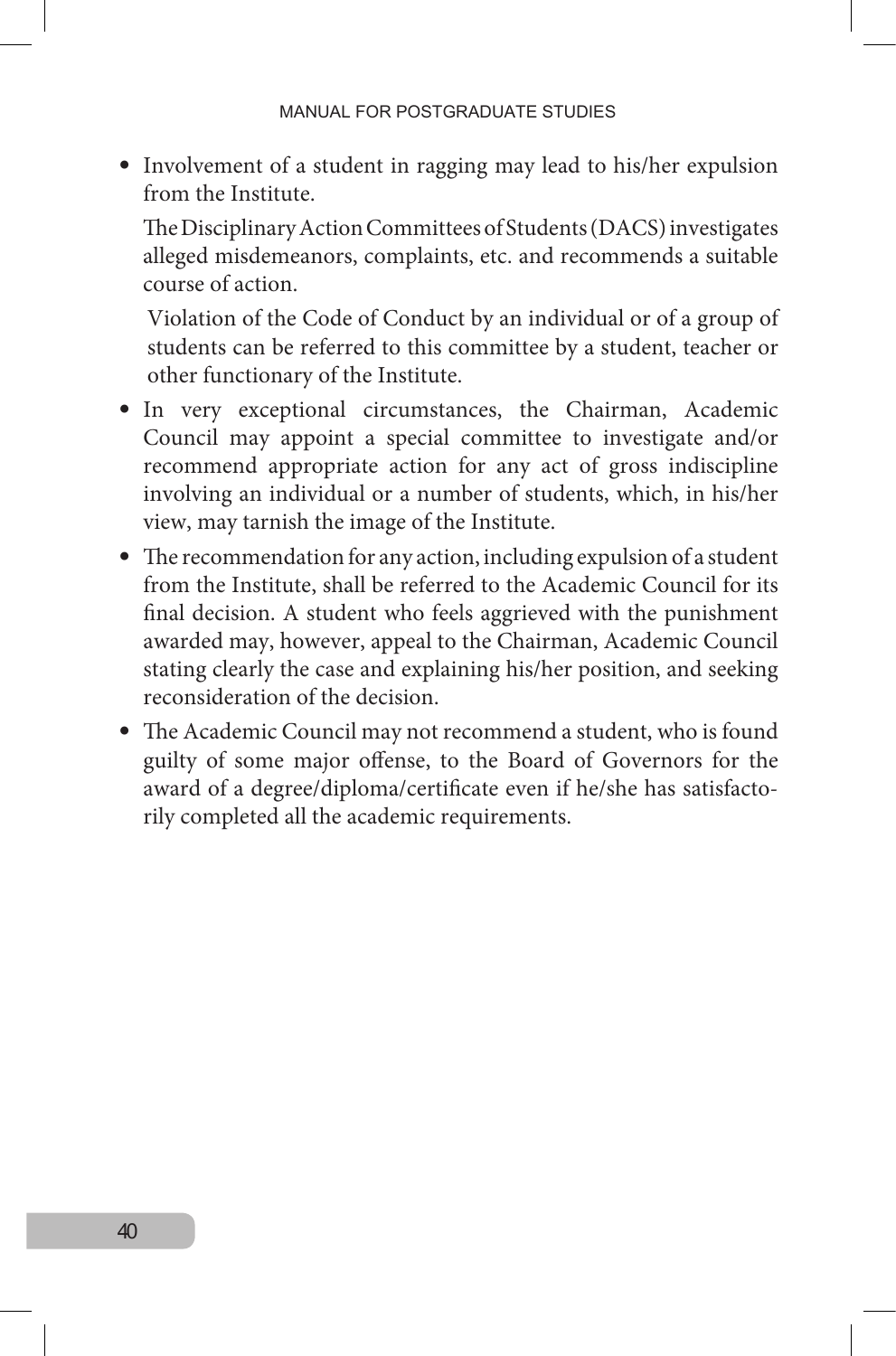- Involvement of a student in ragging may lead to his/her expulsion from the Institute.

  The Disciplinary Action Committees of Students (DACS) investigates alleged misdemeanors, complaints, etc. and recommends a suitable course of action.

  Violation of the Code of Conduct by an individual or of a group of students can be referred to this committee by a student, teacher or other functionary of the Institute.

- In very exceptional circumstances, the Chairman, Academic Council may appoint a special committee to investigate and/or recommend appropriate action for any act of gross indiscipline involving an individual or a number of students, which, in his/her view, may tarnish the image of the Institute.
- The recommendation for any action, including expulsion of a student from the Institute, shall be referred to the Academic Council for its final decision. A student who feels aggrieved with the punishment awarded may, however, appeal to the Chairman, Academic Council stating clearly the case and explaining his/her position, and seeking reconsideration of the decision.
- The Academic Council may not recommend a student, who is found guilty of some major offense, to the Board of Governors for the award of a degree/diploma/certificate even if he/she has satisfactorily completed all the academic requirements.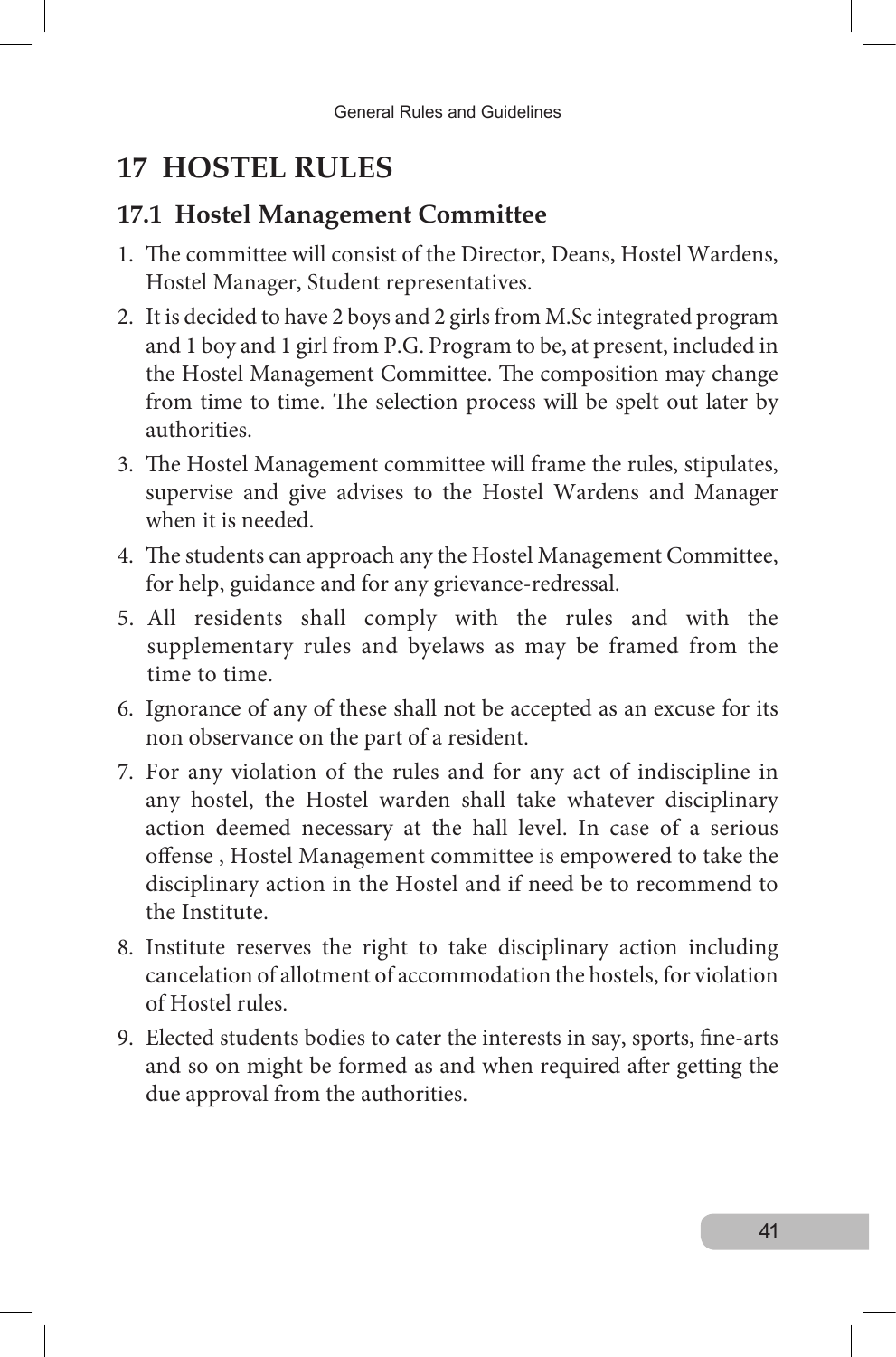# 17 HOSTEL RULES

## 17.1 Hostel Management Committee

1. The committee will consist of the Director, Deans, Hostel Wardens, Hostel Manager, Student representatives.
2. It is decided to have 2 boys and 2 girls from M.Sc integrated program and 1 boy and 1 girl from P.G. Program to be, at present, included in the Hostel Management Committee. The composition may change from time to time. The selection process will be spelt out later by authorities.
3. The Hostel Management committee will frame the rules, stipulates, supervise and give advises to the Hostel Wardens and Manager when it is needed.
4. The students can approach any the Hostel Management Committee, for help, guidance and for any grievance-redressal.
5. All residents shall comply with the rules and with the supplementary rules and byelaws as may be framed from the time to time.
6. Ignorance of any of these shall not be accepted as an excuse for its non observance on the part of a resident.
7. For any violation of the rules and for any act of indiscipline in any hostel, the Hostel warden shall take whatever disciplinary action deemed necessary at the hall level. In case of a serious offense , Hostel Management committee is empowered to take the disciplinary action in the Hostel and if need be to recommend to the Institute.
8. Institute reserves the right to take disciplinary action including cancelation of allotment of accommodation the hostels, for violation of Hostel rules.
9. Elected students bodies to cater the interests in say, sports, fine-arts and so on might be formed as and when required after getting the due approval from the authorities.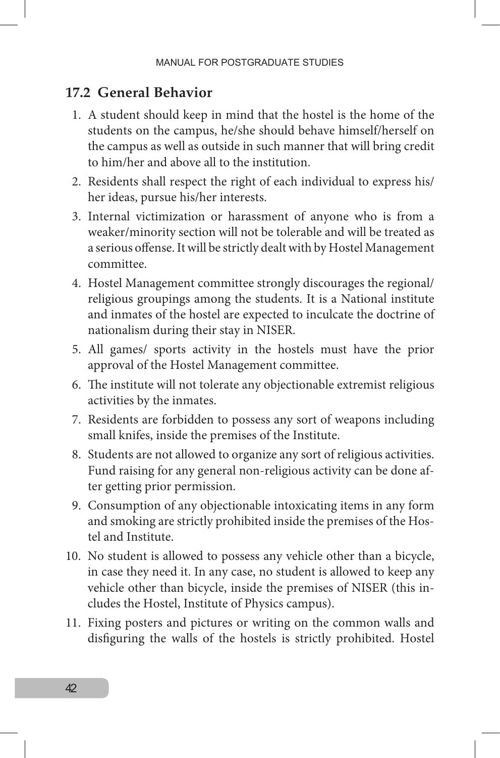## 17.2 General Behavior

1. A student should keep in mind that the hostel is the home of the students on the campus, he/she should behave himself/herself on the campus as well as outside in such manner that will bring credit to him/her and above all to the institution.
2. Residents shall respect the right of each individual to express his/her ideas, pursue his/her interests.
3. Internal victimization or harassment of anyone who is from a weaker/minority section will not be tolerable and will be treated as a serious offense. It will be strictly dealt with by Hostel Management committee.
4. Hostel Management committee strongly discourages the regional/religious groupings among the students. It is a National institute and inmates of the hostel are expected to inculcate the doctrine of nationalism during their stay in NISER.
5. All games/ sports activity in the hostels must have the prior approval of the Hostel Management committee.
6. The institute will not tolerate any objectionable extremist religious activities by the inmates.
7. Residents are forbidden to possess any sort of weapons including small knifes, inside the premises of the Institute.
8. Students are not allowed to organize any sort of religious activities. Fund raising for any general non-religious activity can be done after getting prior permission.
9. Consumption of any objectionable intoxicating items in any form and smoking are strictly prohibited inside the premises of the Hostel and Institute.
10. No student is allowed to possess any vehicle other than a bicycle, in case they need it. In any case, no student is allowed to keep any vehicle other than bicycle, inside the premises of NISER (this includes the Hostel, Institute of Physics campus).
11. Fixing posters and pictures or writing on the common walls and disfiguring the walls of the hostels is strictly prohibited. Hostel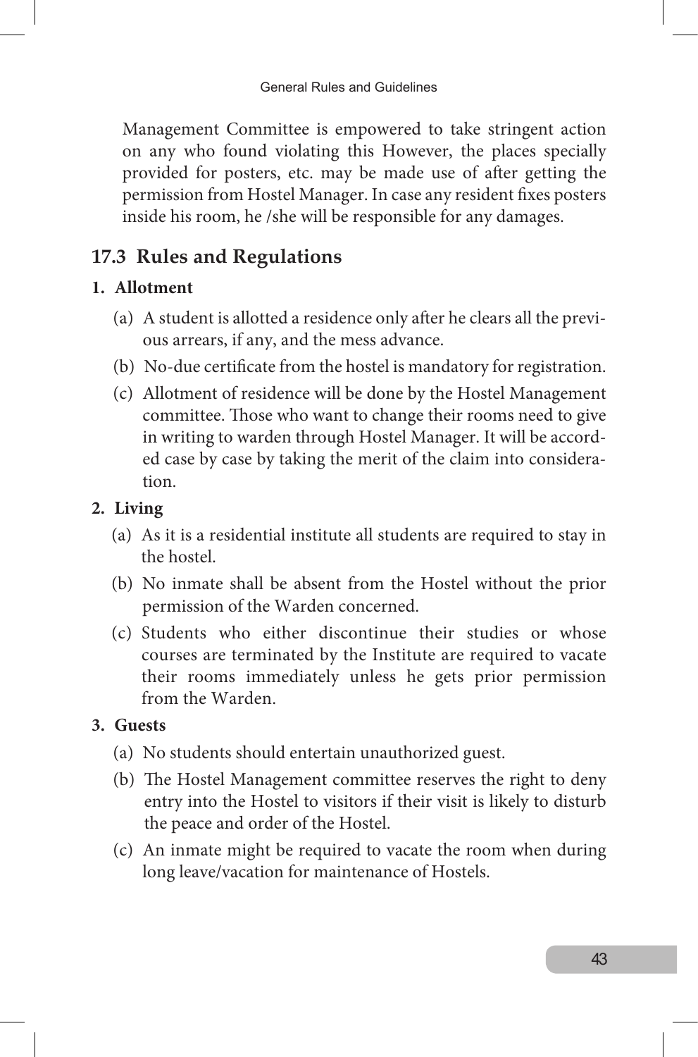Management Committee is empowered to take stringent action on any who found violating this However, the places specially provided for posters, etc. may be made use of after getting the permission from Hostel Manager. In case any resident fixes posters inside his room, he /she will be responsible for any damages.

## 17.3 Rules and Regulations

**1. Allotment**

(a) A student is allotted a residence only after he clears all the previous arrears, if any, and the mess advance.

(b) No-due certificate from the hostel is mandatory for registration.

(c) Allotment of residence will be done by the Hostel Management committee. Those who want to change their rooms need to give in writing to warden through Hostel Manager. It will be accorded case by case by taking the merit of the claim into consideration.

**2. Living**

(a) As it is a residential institute all students are required to stay in the hostel.

(b) No inmate shall be absent from the Hostel without the prior permission of the Warden concerned.

(c) Students who either discontinue their studies or whose courses are terminated by the Institute are required to vacate their rooms immediately unless he gets prior permission from the Warden.

**3. Guests**

(a) No students should entertain unauthorized guest.

(b) The Hostel Management committee reserves the right to deny entry into the Hostel to visitors if their visit is likely to disturb the peace and order of the Hostel.

(c) An inmate might be required to vacate the room when during long leave/vacation for maintenance of Hostels.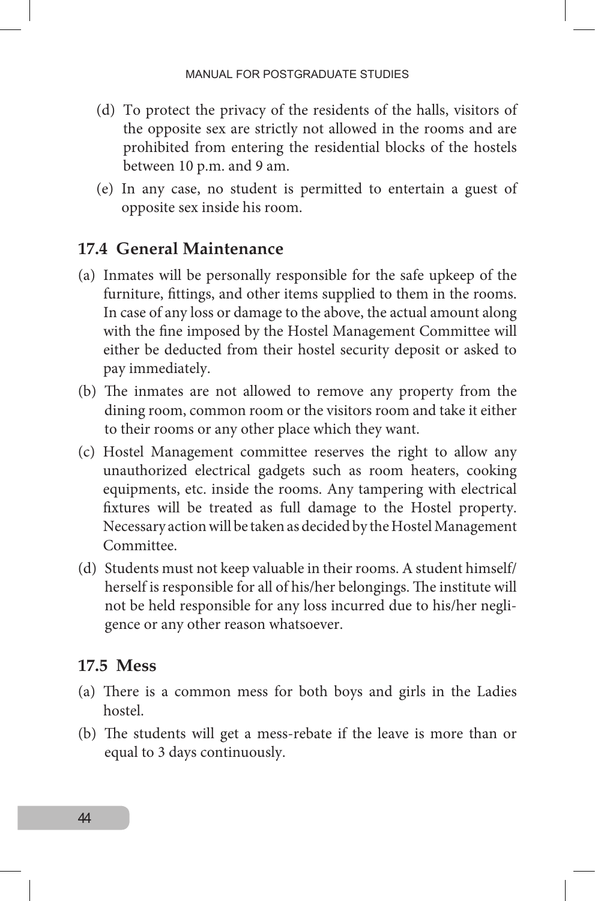(d) To protect the privacy of the residents of the halls, visitors of the opposite sex are strictly not allowed in the rooms and are prohibited from entering the residential blocks of the hostels between 10 p.m. and 9 am.

(e) In any case, no student is permitted to entertain a guest of opposite sex inside his room.

### 17.4 General Maintenance

(a) Inmates will be personally responsible for the safe upkeep of the furniture, fittings, and other items supplied to them in the rooms. In case of any loss or damage to the above, the actual amount along with the fine imposed by the Hostel Management Committee will either be deducted from their hostel security deposit or asked to pay immediately.

(b) The inmates are not allowed to remove any property from the dining room, common room or the visitors room and take it either to their rooms or any other place which they want.

(c) Hostel Management committee reserves the right to allow any unauthorized electrical gadgets such as room heaters, cooking equipments, etc. inside the rooms. Any tampering with electrical fixtures will be treated as full damage to the Hostel property. Necessary action will be taken as decided by the Hostel Management Committee.

(d) Students must not keep valuable in their rooms. A student himself/herself is responsible for all of his/her belongings. The institute will not be held responsible for any loss incurred due to his/her negligence or any other reason whatsoever.

### 17.5 Mess

(a) There is a common mess for both boys and girls in the Ladies hostel.

(b) The students will get a mess-rebate if the leave is more than or equal to 3 days continuously.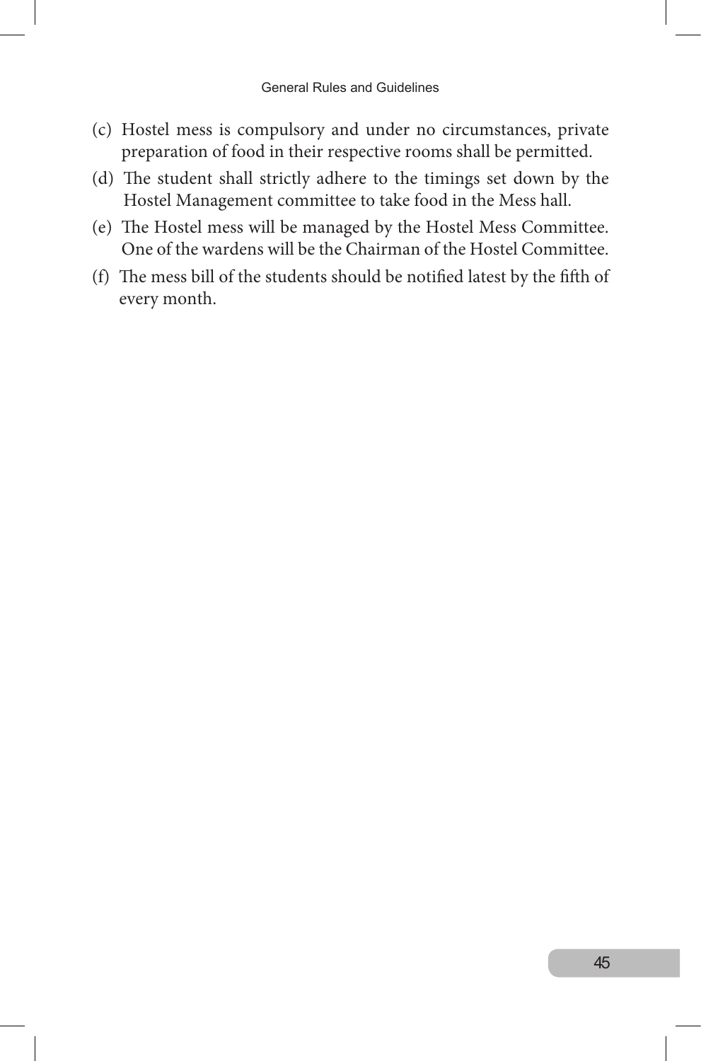(c) Hostel mess is compulsory and under no circumstances, private preparation of food in their respective rooms shall be permitted.

(d) The student shall strictly adhere to the timings set down by the Hostel Management committee to take food in the Mess hall.

(e) The Hostel mess will be managed by the Hostel Mess Committee. One of the wardens will be the Chairman of the Hostel Committee.

(f) The mess bill of the students should be notified latest by the fifth of every month.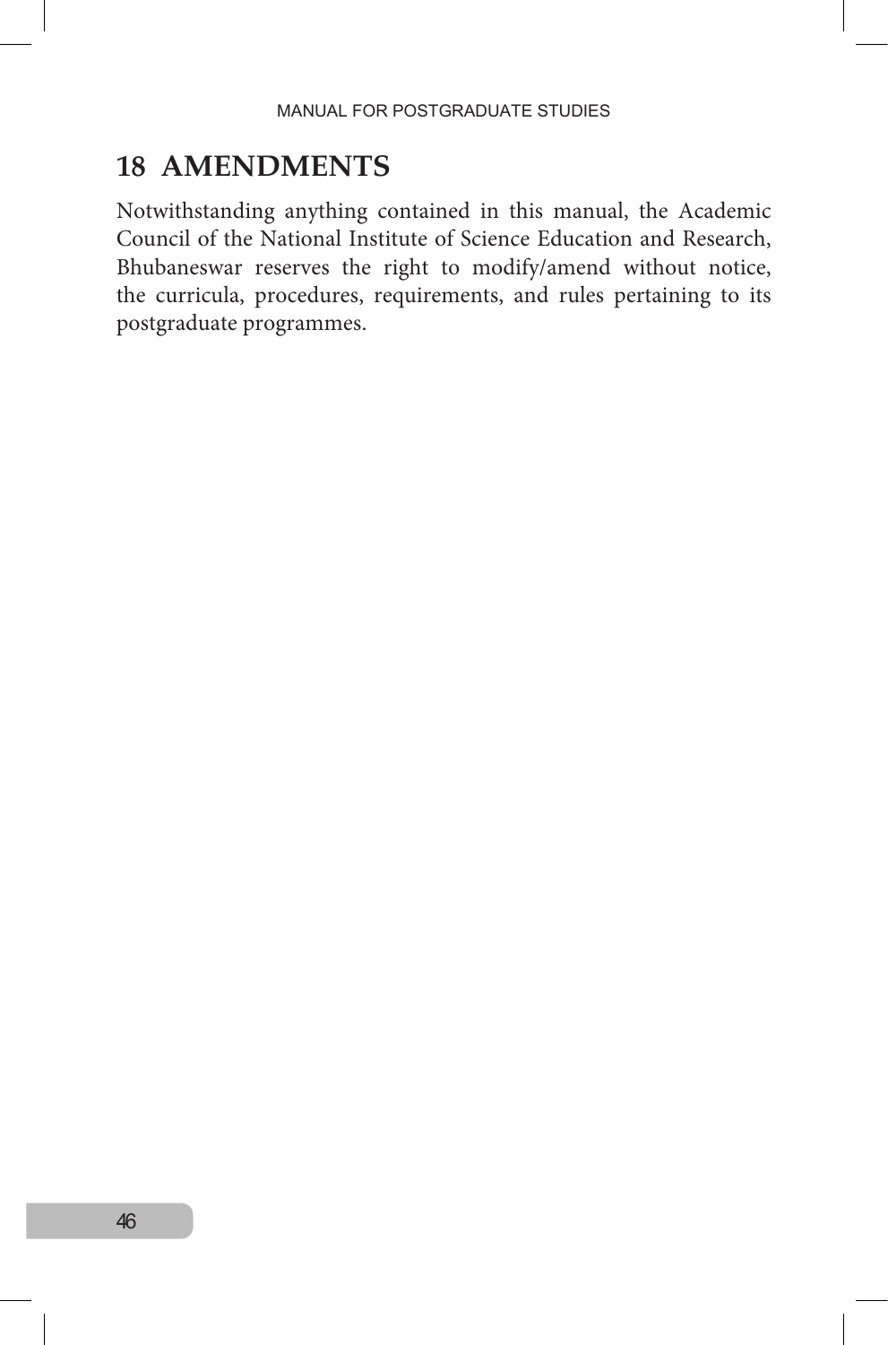# 18 AMENDMENTS

Notwithstanding anything contained in this manual, the Academic Council of the National Institute of Science Education and Research, Bhubaneswar reserves the right to modify/amend without notice, the curricula, procedures, requirements, and rules pertaining to its postgraduate programmes.